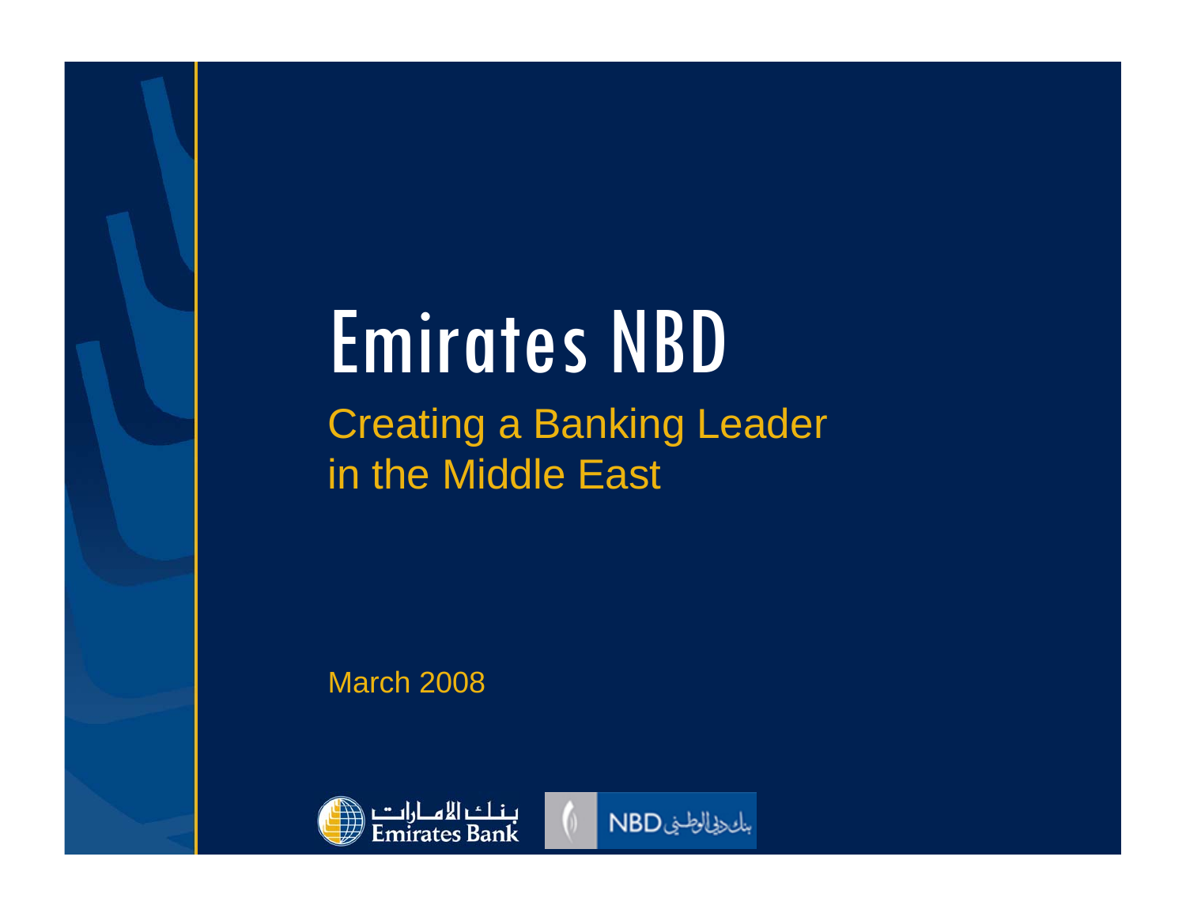# Emirates NBD

## Creating a Banking Leader in the Middle East

March 2008

بنك الامارات
Emirates Bank

NBD بنك دبي الوطني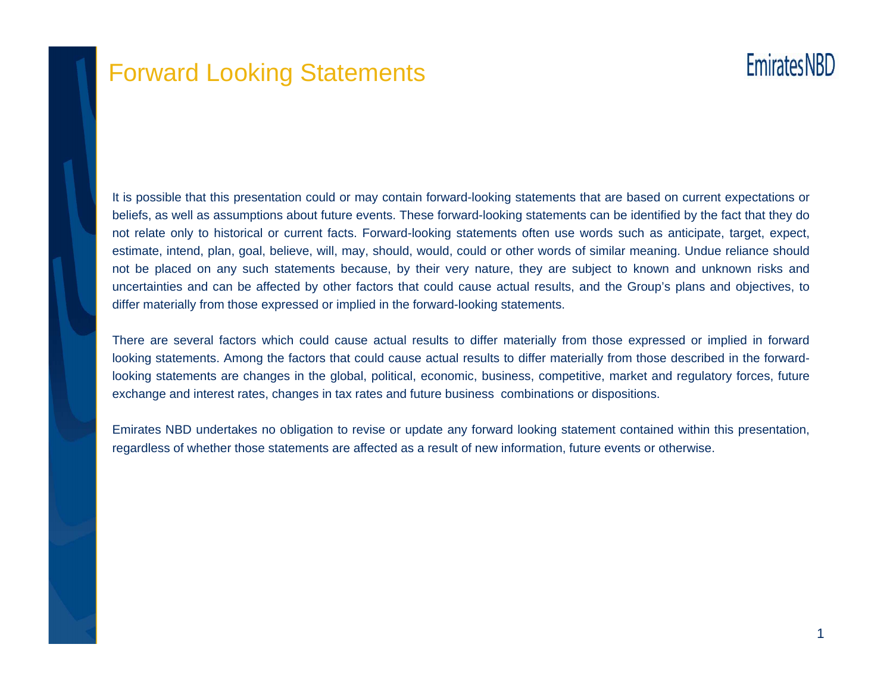# Forward Looking Statements

It is possible that this presentation could or may contain forward-looking statements that are based on current expectations or beliefs, as well as assumptions about future events. These forward-looking statements can be identified by the fact that they do not relate only to historical or current facts. Forward-looking statements often use words such as anticipate, target, expect, estimate, intend, plan, goal, believe, will, may, should, would, could or other words of similar meaning. Undue reliance should not be placed on any such statements because, by their very nature, they are subject to known and unknown risks and uncertainties and can be affected by other factors that could cause actual results, and the Group's plans and objectives, to differ materially from those expressed or implied in the forward-looking statements.

There are several factors which could cause actual results to differ materially from those expressed or implied in forward looking statements. Among the factors that could cause actual results to differ materially from those described in the forward-looking statements are changes in the global, political, economic, business, competitive, market and regulatory forces, future exchange and interest rates, changes in tax rates and future business combinations or dispositions.

Emirates NBD undertakes no obligation to revise or update any forward looking statement contained within this presentation, regardless of whether those statements are affected as a result of new information, future events or otherwise.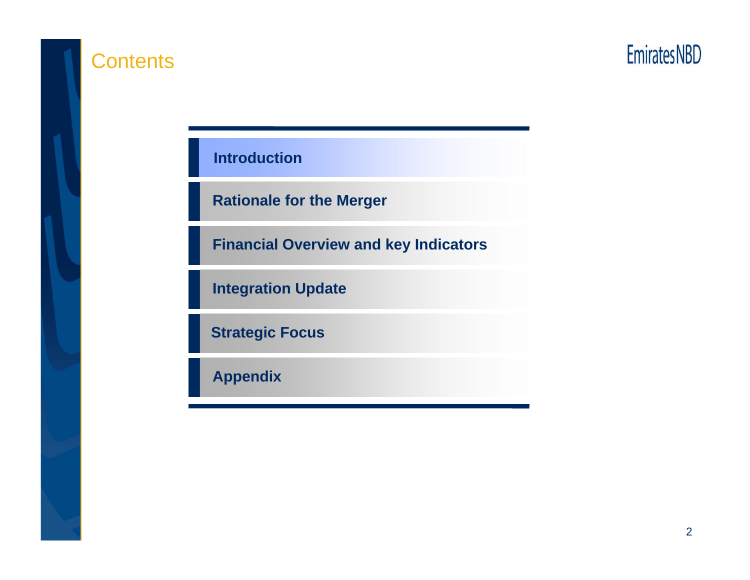# Contents

- **Introduction**
- **Rationale for the Merger**
- **Financial Overview and key Indicators**
- **Integration Update**
- **Strategic Focus**
- **Appendix**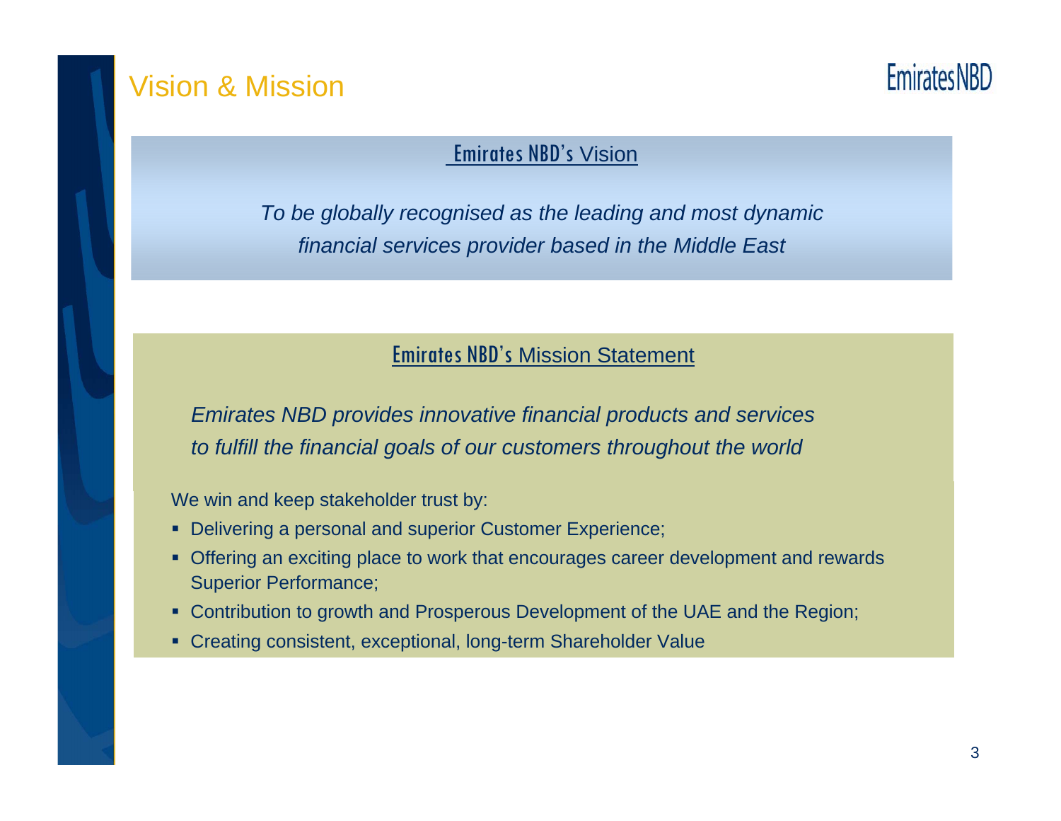# Vision & Mission

## Emirates NBD's Vision

*To be globally recognised as the leading and most dynamic financial services provider based in the Middle East*

## Emirates NBD's Mission Statement

*Emirates NBD provides innovative financial products and services to fulfill the financial goals of our customers throughout the world*

We win and keep stakeholder trust by:

- Delivering a personal and superior Customer Experience;
- Offering an exciting place to work that encourages career development and rewards Superior Performance;
- Contribution to growth and Prosperous Development of the UAE and the Region;
- Creating consistent, exceptional, long-term Shareholder Value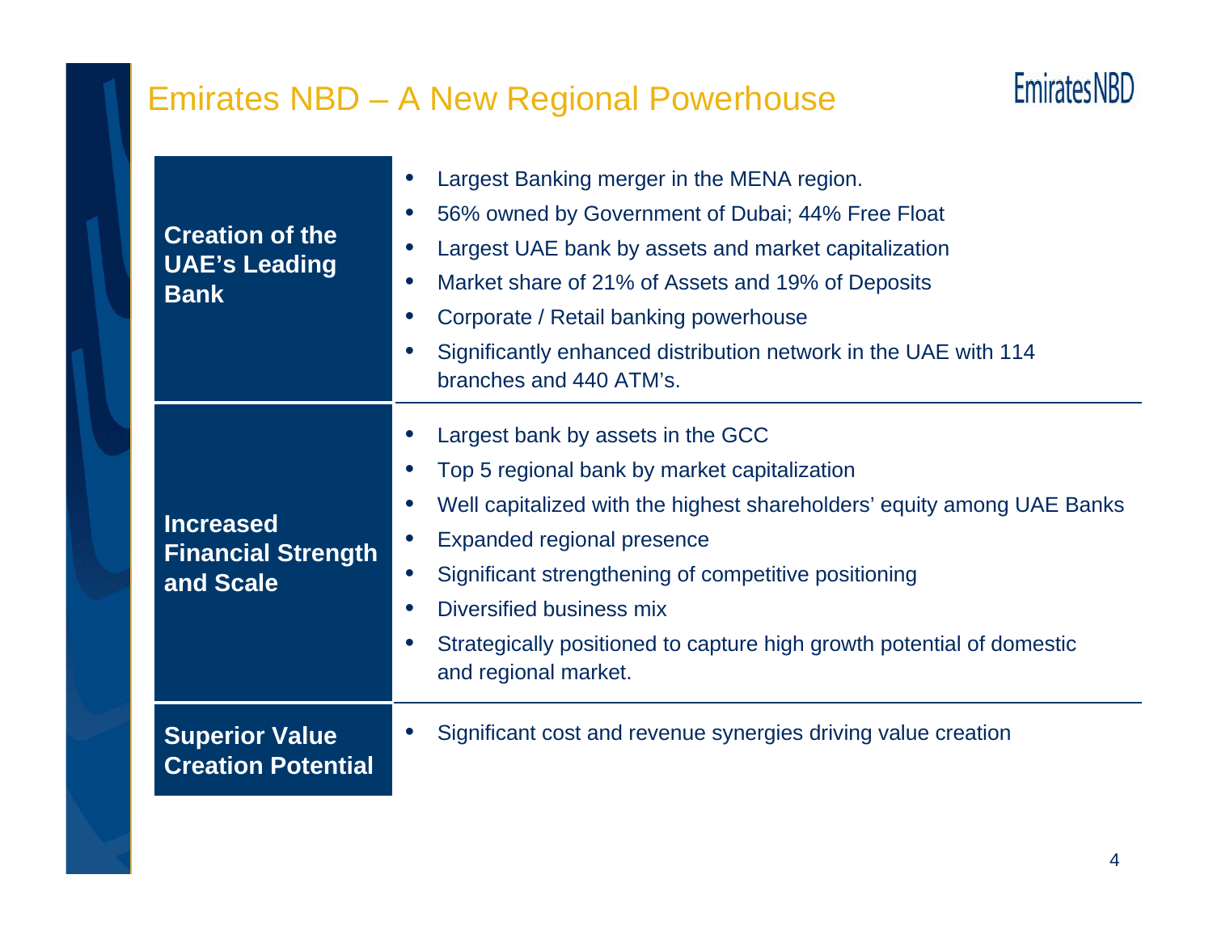# Emirates NBD – A New Regional Powerhouse

| | |
|---|---|
| **Creation of the UAE's Leading Bank** | • Largest Banking merger in the MENA region.<br>• 56% owned by Government of Dubai; 44% Free Float<br>• Largest UAE bank by assets and market capitalization<br>• Market share of 21% of Assets and 19% of Deposits<br>• Corporate / Retail banking powerhouse<br>• Significantly enhanced distribution network in the UAE with 114 branches and 440 ATM's. |
| **Increased Financial Strength and Scale** | • Largest bank by assets in the GCC<br>• Top 5 regional bank by market capitalization<br>• Well capitalized with the highest shareholders' equity among UAE Banks<br>• Expanded regional presence<br>• Significant strengthening of competitive positioning<br>• Diversified business mix<br>• Strategically positioned to capture high growth potential of domestic and regional market. |
| **Superior Value Creation Potential** | • Significant cost and revenue synergies driving value creation |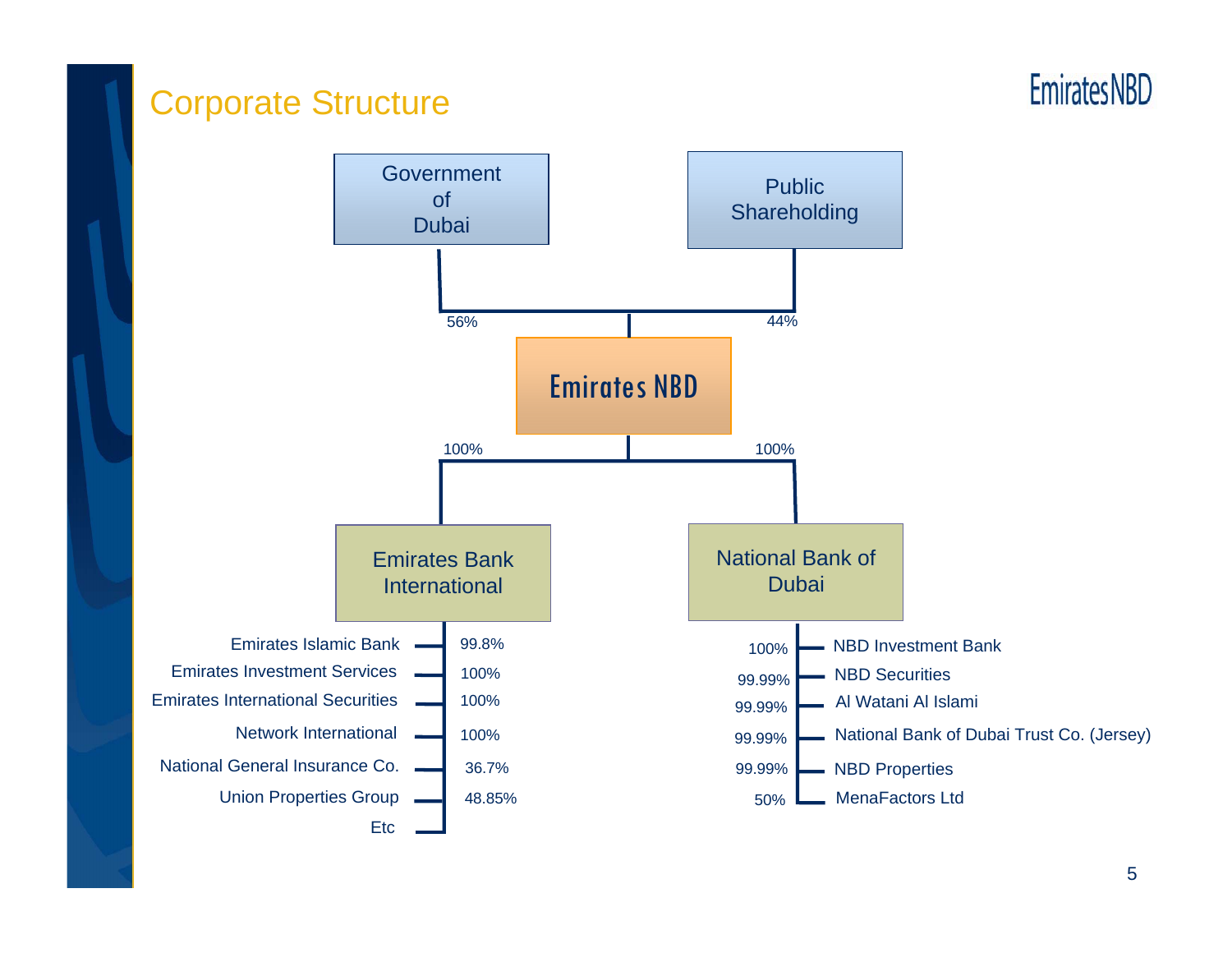# Corporate Structure

- **Government of Dubai** — 56% → **Emirates NBD**
- **Public Shareholding** — 44% → **Emirates NBD**

**Emirates NBD**

- 100% → **Emirates Bank International**
- 100% → **National Bank of Dubai**

**Emirates Bank International**

| Subsidiary | Ownership |
|---|---|
| Emirates Islamic Bank | 99.8% |
| Emirates Investment Services | 100% |
| Emirates International Securities | 100% |
| Network International | 100% |
| National General Insurance Co. | 36.7% |
| Union Properties Group | 48.85% |
| Etc | |

**National Bank of Dubai**

| Subsidiary | Ownership |
|---|---|
| NBD Investment Bank | 100% |
| NBD Securities | 99.99% |
| Al Watani Al Islami | 99.99% |
| National Bank of Dubai Trust Co. (Jersey) | 99.99% |
| NBD Properties | 99.99% |
| MenaFactors Ltd | 50% |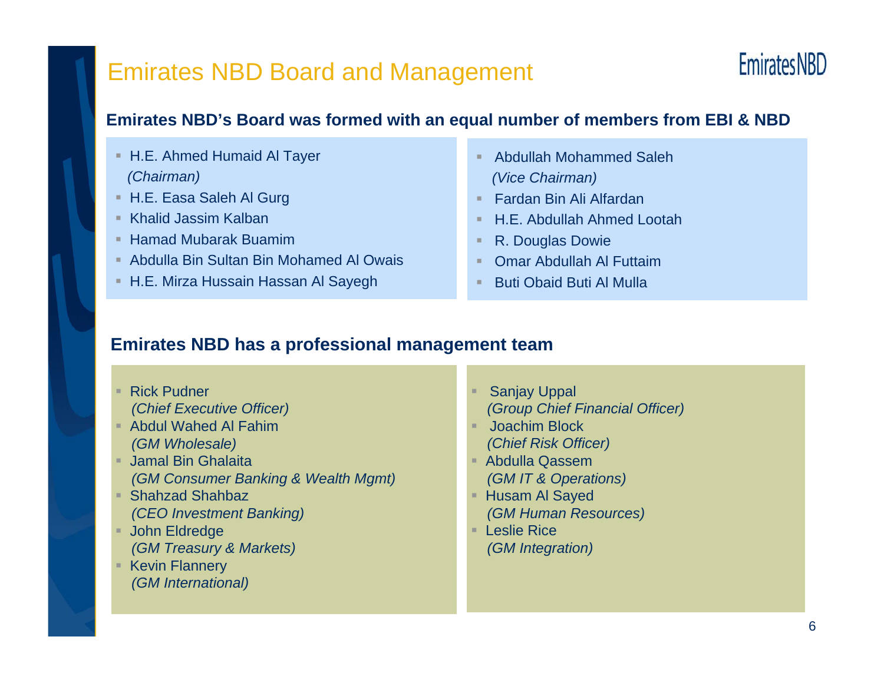# Emirates NBD Board and Management

## Emirates NBD's Board was formed with an equal number of members from EBI & NBD

- H.E. Ahmed Humaid Al Tayer *(Chairman)*
- H.E. Easa Saleh Al Gurg
- Khalid Jassim Kalban
- Hamad Mubarak Buamim
- Abdulla Bin Sultan Bin Mohamed Al Owais
- H.E. Mirza Hussain Hassan Al Sayegh

- Abdullah Mohammed Saleh *(Vice Chairman)*
- Fardan Bin Ali Alfardan
- H.E. Abdullah Ahmed Lootah
- R. Douglas Dowie
- Omar Abdullah Al Futtaim
- Buti Obaid Buti Al Mulla

## Emirates NBD has a professional management team

- Rick Pudner *(Chief Executive Officer)*
- Abdul Wahed Al Fahim *(GM Wholesale)*
- Jamal Bin Ghalaita *(GM Consumer Banking & Wealth Mgmt)*
- Shahzad Shahbaz *(CEO Investment Banking)*
- John Eldredge *(GM Treasury & Markets)*
- Kevin Flannery *(GM International)*

- Sanjay Uppal *(Group Chief Financial Officer)*
- Joachim Block *(Chief Risk Officer)*
- Abdulla Qassem *(GM IT & Operations)*
- Husam Al Sayed *(GM Human Resources)*
- Leslie Rice *(GM Integration)*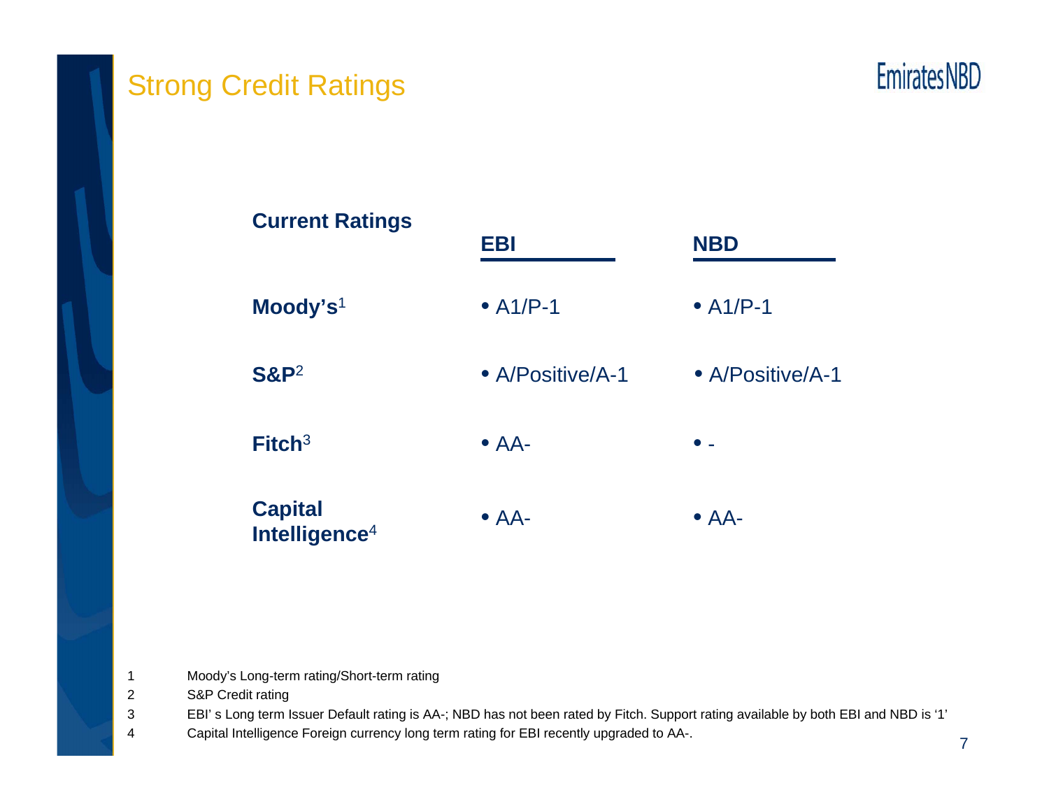# Strong Credit Ratings

| Current Ratings | EBI | NBD |
|---|---|---|
| **Moody's**[1] | • A1/P-1 | • A1/P-1 |
| **S&P**[2] | • A/Positive/A-1 | • A/Positive/A-1 |
| **Fitch**[3] | • AA- | • - |
| **Capital Intelligence**[4] | • AA- | • AA- |

1 Moody's Long-term rating/Short-term rating

2 S&P Credit rating

3 EBI' s Long term Issuer Default rating is AA-; NBD has not been rated by Fitch. Support rating available by both EBI and NBD is '1'

4 Capital Intelligence Foreign currency long term rating for EBI recently upgraded to AA-.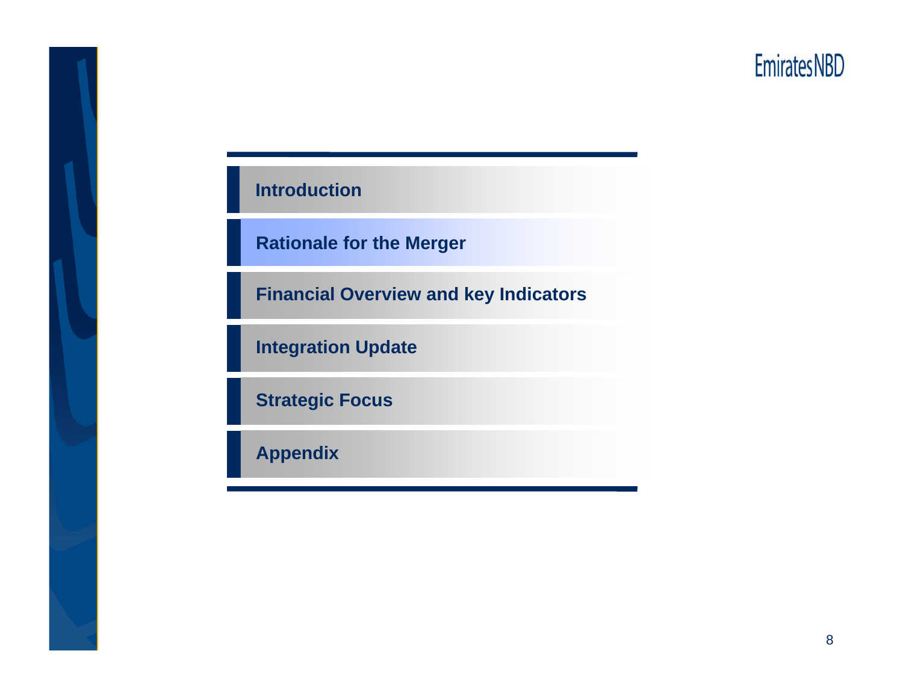- Introduction
- **Rationale for the Merger**
- Financial Overview and key Indicators
- Integration Update
- Strategic Focus
- Appendix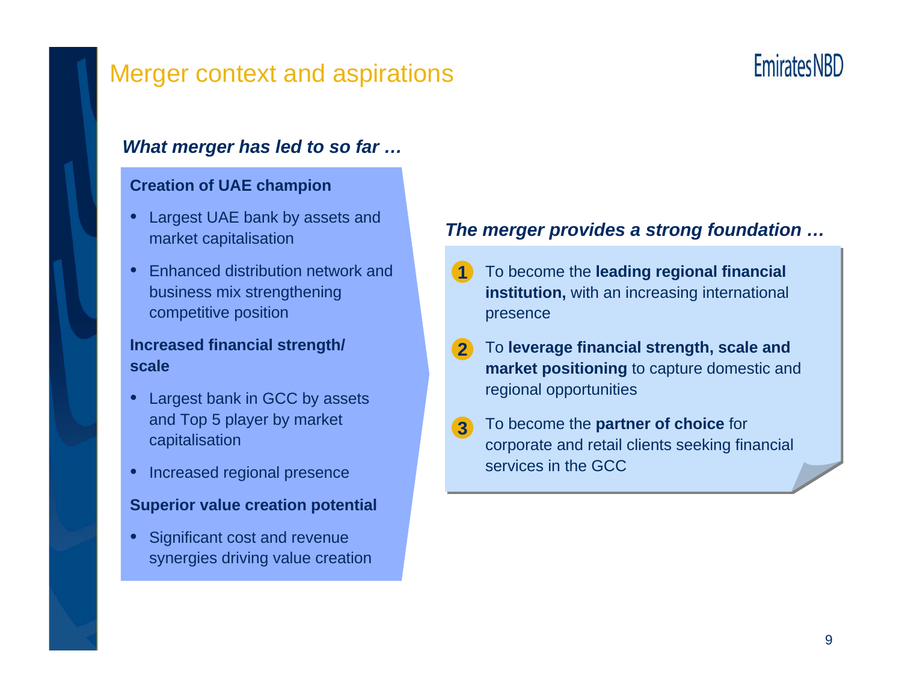# Merger context and aspirations

***What merger has led to so far …***

**Creation of UAE champion**

- Largest UAE bank by assets and market capitalisation
- Enhanced distribution network and business mix strengthening competitive position

**Increased financial strength/ scale**

- Largest bank in GCC by assets and Top 5 player by market capitalisation
- Increased regional presence

**Superior value creation potential**

- Significant cost and revenue synergies driving value creation

***The merger provides a strong foundation …***

1. To become the **leading regional financial institution,** with an increasing international presence
2. To **leverage financial strength, scale and market positioning** to capture domestic and regional opportunities
3. To become the **partner of choice** for corporate and retail clients seeking financial services in the GCC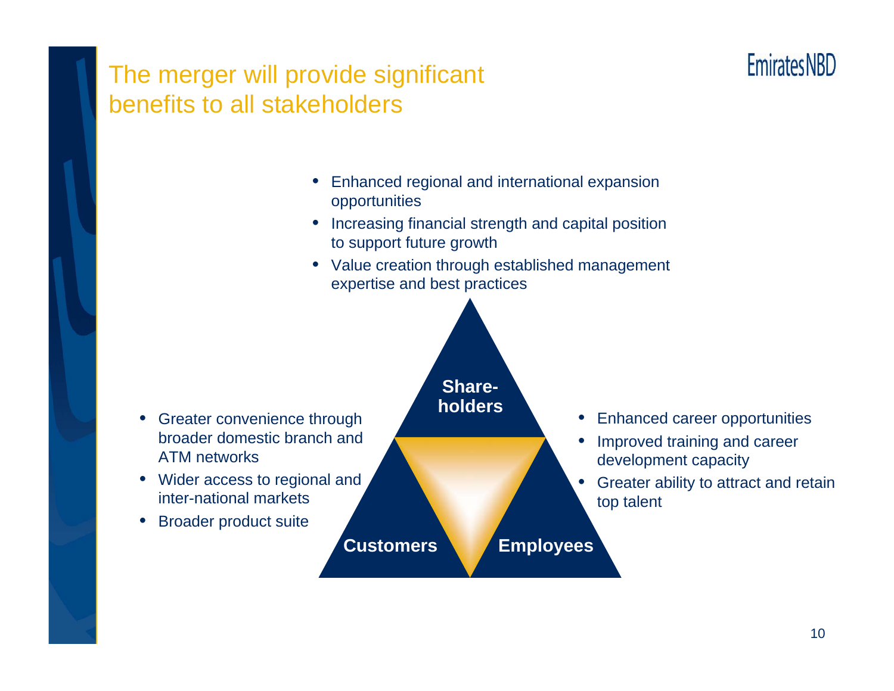# The merger will provide significant benefits to all stakeholders

**Shareholders**

- Enhanced regional and international expansion opportunities
- Increasing financial strength and capital position to support future growth
- Value creation through established management expertise and best practices

**Customers**

- Greater convenience through broader domestic branch and ATM networks
- Wider access to regional and inter-national markets
- Broader product suite

**Employees**

- Enhanced career opportunities
- Improved training and career development capacity
- Greater ability to attract and retain top talent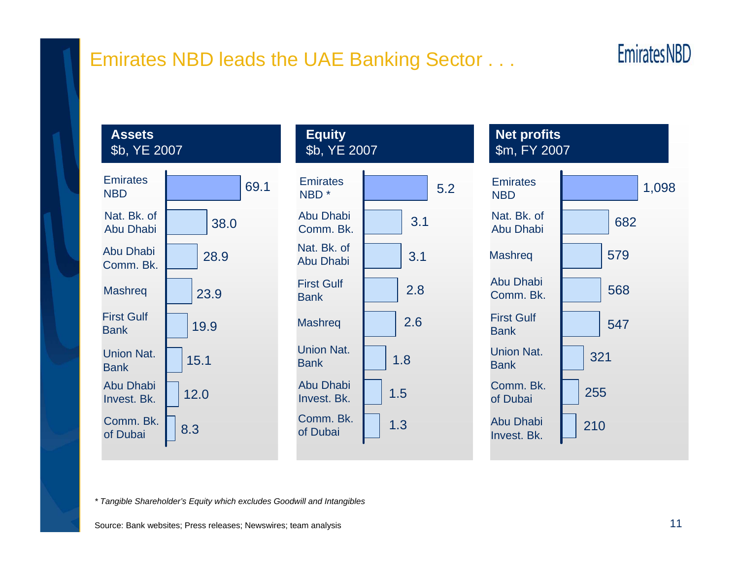# Emirates NBD leads the UAE Banking Sector . . .

**Assets**
$b, YE 2007

| Bank | Assets |
|---|---|
| Emirates NBD | 69.1 |
| Nat. Bk. of Abu Dhabi | 38.0 |
| Abu Dhabi Comm. Bk. | 28.9 |
| Mashreq | 23.9 |
| First Gulf Bank | 19.9 |
| Union Nat. Bank | 15.1 |
| Abu Dhabi Invest. Bk. | 12.0 |
| Comm. Bk. of Dubai | 8.3 |

**Equity**
$b, YE 2007

| Bank | Equity |
|---|---|
| Emirates NBD * | 5.2 |
| Abu Dhabi Comm. Bk. | 3.1 |
| Nat. Bk. of Abu Dhabi | 3.1 |
| First Gulf Bank | 2.8 |
| Mashreq | 2.6 |
| Union Nat. Bank | 1.8 |
| Abu Dhabi Invest. Bk. | 1.5 |
| Comm. Bk. of Dubai | 1.3 |

**Net profits**
$m, FY 2007

| Bank | Net profits |
|---|---|
| Emirates NBD | 1,098 |
| Nat. Bk. of Abu Dhabi | 682 |
| Mashreq | 579 |
| Abu Dhabi Comm. Bk. | 568 |
| First Gulf Bank | 547 |
| Union Nat. Bank | 321 |
| Comm. Bk. of Dubai | 255 |
| Abu Dhabi Invest. Bk. | 210 |

*\* Tangible Shareholder's Equity which excludes Goodwill and Intangibles*

Source: Bank websites; Press releases; Newswires; team analysis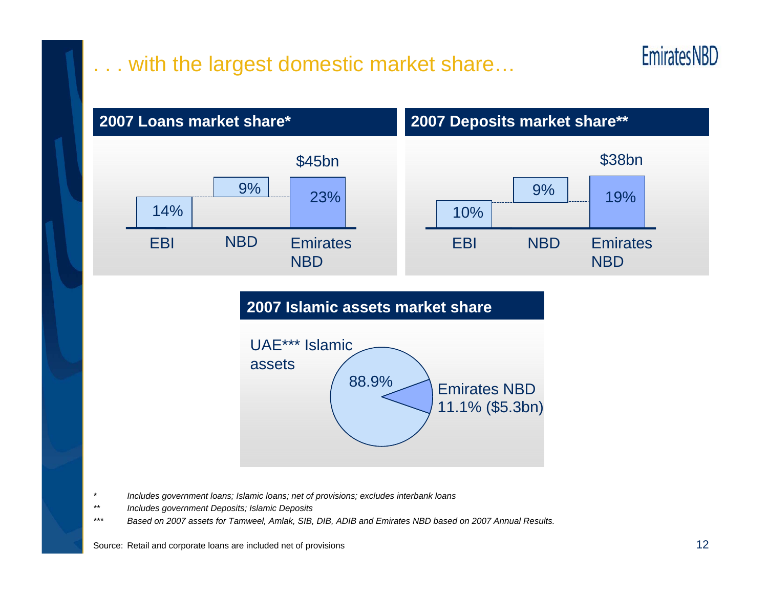# . . . with the largest domestic market share…

## 2007 Loans market share*

| EBI | NBD | Emirates NBD |
|---|---|---|
| 14% | 9% | 23% |
| | | $45bn |

## 2007 Deposits market share**

| EBI | NBD | Emirates NBD |
|---|---|---|
| 10% | 9% | 19% |
| | | $38bn |

## 2007 Islamic assets market share

UAE*** Islamic assets

- 88.9%
- Emirates NBD 11.1% ($5.3bn)

\* *Includes government loans; Islamic loans; net of provisions; excludes interbank loans*

\** *Includes government Deposits; Islamic Deposits*

\*** *Based on 2007 assets for Tamweel, Amlak, SIB, DIB, ADIB and Emirates NBD based on 2007 Annual Results.*

Source: Retail and corporate loans are included net of provisions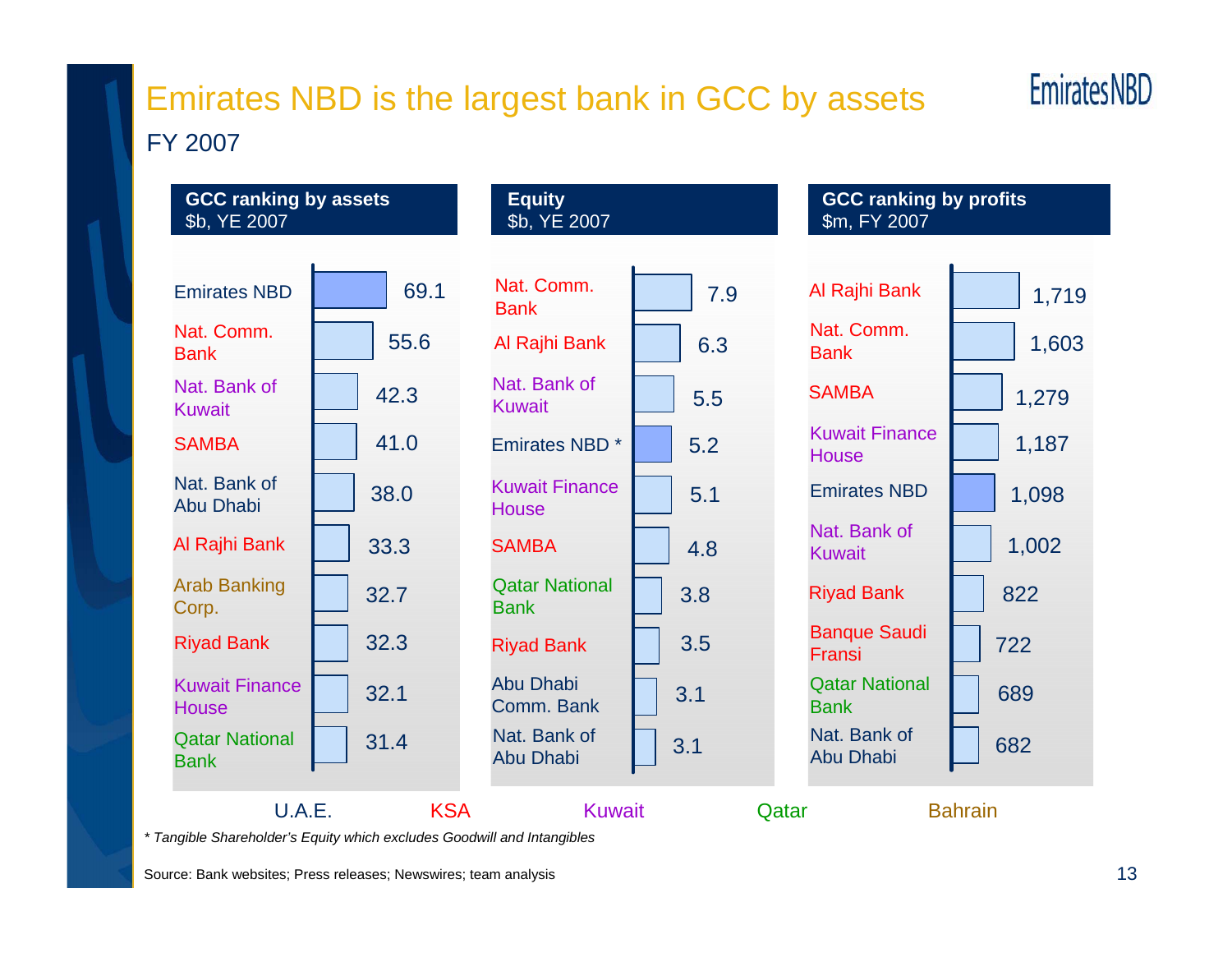# Emirates NBD is the largest bank in GCC by assets

FY 2007

**GCC ranking by assets**
$b, YE 2007

| Bank | Assets |
|---|---|
| Emirates NBD | 69.1 |
| Nat. Comm. Bank | 55.6 |
| Nat. Bank of Kuwait | 42.3 |
| SAMBA | 41.0 |
| Nat. Bank of Abu Dhabi | 38.0 |
| Al Rajhi Bank | 33.3 |
| Arab Banking Corp. | 32.7 |
| Riyad Bank | 32.3 |
| Kuwait Finance House | 32.1 |
| Qatar National Bank | 31.4 |

**Equity**
$b, YE 2007

| Bank | Equity |
|---|---|
| Nat. Comm. Bank | 7.9 |
| Al Rajhi Bank | 6.3 |
| Nat. Bank of Kuwait | 5.5 |
| Emirates NBD * | 5.2 |
| Kuwait Finance House | 5.1 |
| SAMBA | 4.8 |
| Qatar National Bank | 3.8 |
| Riyad Bank | 3.5 |
| Abu Dhabi Comm. Bank | 3.1 |
| Nat. Bank of Abu Dhabi | 3.1 |

**GCC ranking by profits**
$m, FY 2007

| Bank | Profits |
|---|---|
| Al Rajhi Bank | 1,719 |
| Nat. Comm. Bank | 1,603 |
| SAMBA | 1,279 |
| Kuwait Finance House | 1,187 |
| Emirates NBD | 1,098 |
| Nat. Bank of Kuwait | 1,002 |
| Riyad Bank | 822 |
| Banque Saudi Fransi | 722 |
| Qatar National Bank | 689 |
| Nat. Bank of Abu Dhabi | 682 |

U.A.E. KSA Kuwait Qatar Bahrain

*\* Tangible Shareholder's Equity which excludes Goodwill and Intangibles*

Source: Bank websites; Press releases; Newswires; team analysis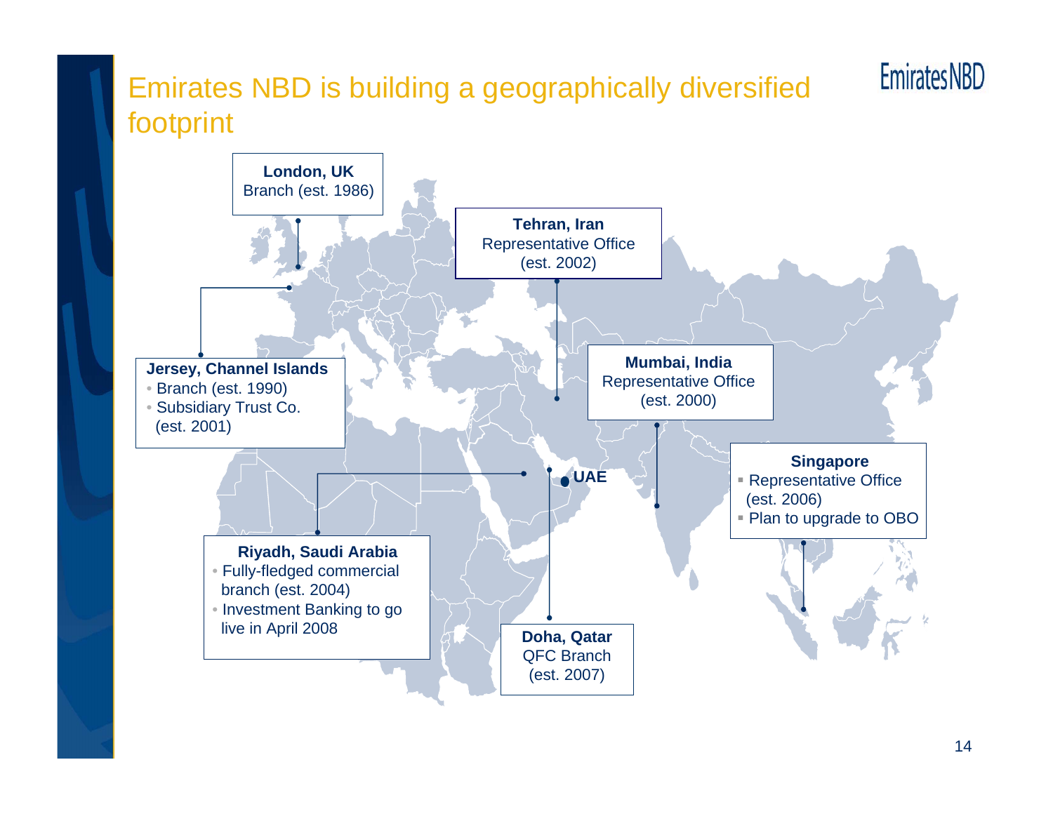# Emirates NBD is building a geographically diversified footprint

Emirates NBD

**London, UK**
Branch (est. 1986)

**Tehran, Iran**
Representative Office (est. 2002)

**Jersey, Channel Islands**
- Branch (est. 1990)
- Subsidiary Trust Co. (est. 2001)

**Mumbai, India**
Representative Office (est. 2000)

**Singapore**
- Representative Office (est. 2006)
- Plan to upgrade to OBO

**UAE**

**Riyadh, Saudi Arabia**
- Fully-fledged commercial branch (est. 2004)
- Investment Banking to go live in April 2008

**Doha, Qatar**
QFC Branch (est. 2007)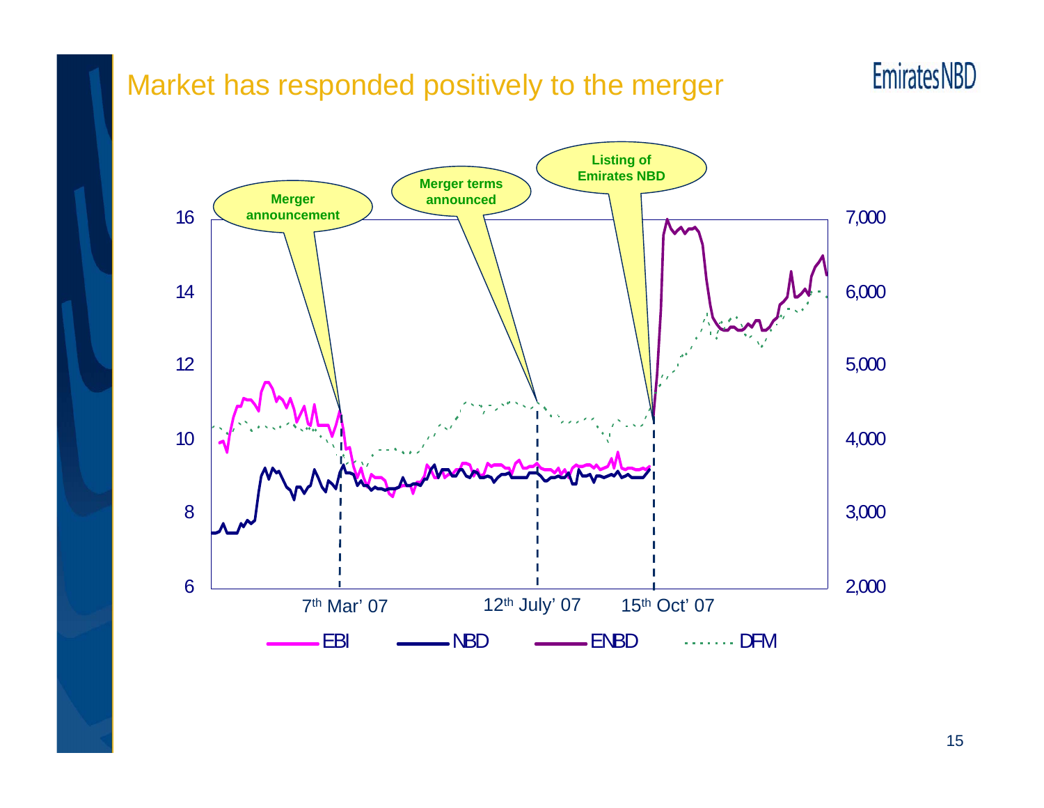# Market has responded positively to the merger

Merger announcement

Merger terms announced

Listing of Emirates NBD

16, 14, 12, 10, 8, 6

7,000, 6,000, 5,000, 4,000, 3,000, 2,000

7th Mar' 07 &nbsp;&nbsp; 12th July' 07 &nbsp;&nbsp; 15th Oct' 07

EBI &nbsp;&nbsp; NBD &nbsp;&nbsp; ENBD &nbsp;&nbsp; DFM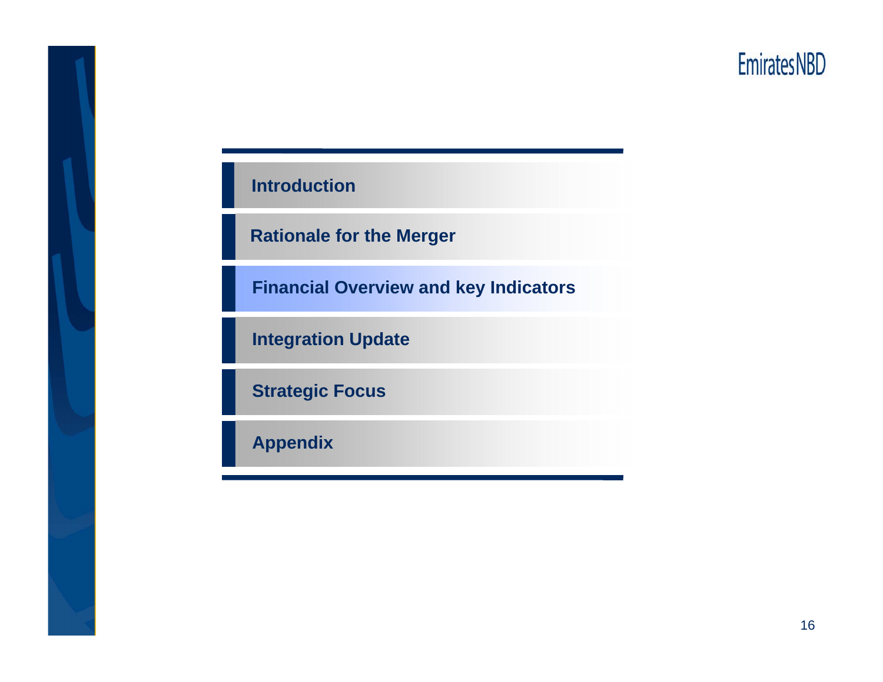- Introduction
- Rationale for the Merger
- **Financial Overview and key Indicators**
- Integration Update
- Strategic Focus
- Appendix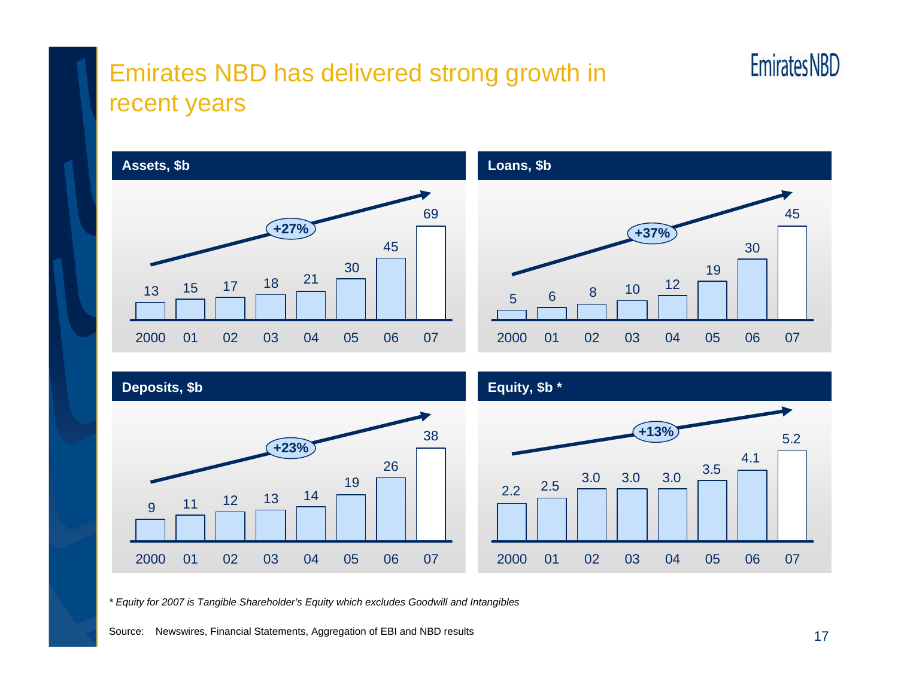# Emirates NBD has delivered strong growth in recent years

### Assets, $b

| 2000 | 01 | 02 | 03 | 04 | 05 | 06 | 07 |
|---|---|---|---|---|---|---|---|
| 13 | 15 | 17 | 18 | 21 | 30 | 45 | 69 |

+27%

### Loans, $b

| 2000 | 01 | 02 | 03 | 04 | 05 | 06 | 07 |
|---|---|---|---|---|---|---|---|
| 5 | 6 | 8 | 10 | 12 | 19 | 30 | 45 |

+37%

### Deposits, $b

| 2000 | 01 | 02 | 03 | 04 | 05 | 06 | 07 |
|---|---|---|---|---|---|---|---|
| 9 | 11 | 12 | 13 | 14 | 19 | 26 | 38 |

+23%

### Equity, $b *

| 2000 | 01 | 02 | 03 | 04 | 05 | 06 | 07 |
|---|---|---|---|---|---|---|---|
| 2.2 | 2.5 | 3.0 | 3.0 | 3.0 | 3.5 | 4.1 | 5.2 |

+13%

*\* Equity for 2007 is Tangible Shareholder's Equity which excludes Goodwill and Intangibles*

Source: Newswires, Financial Statements, Aggregation of EBI and NBD results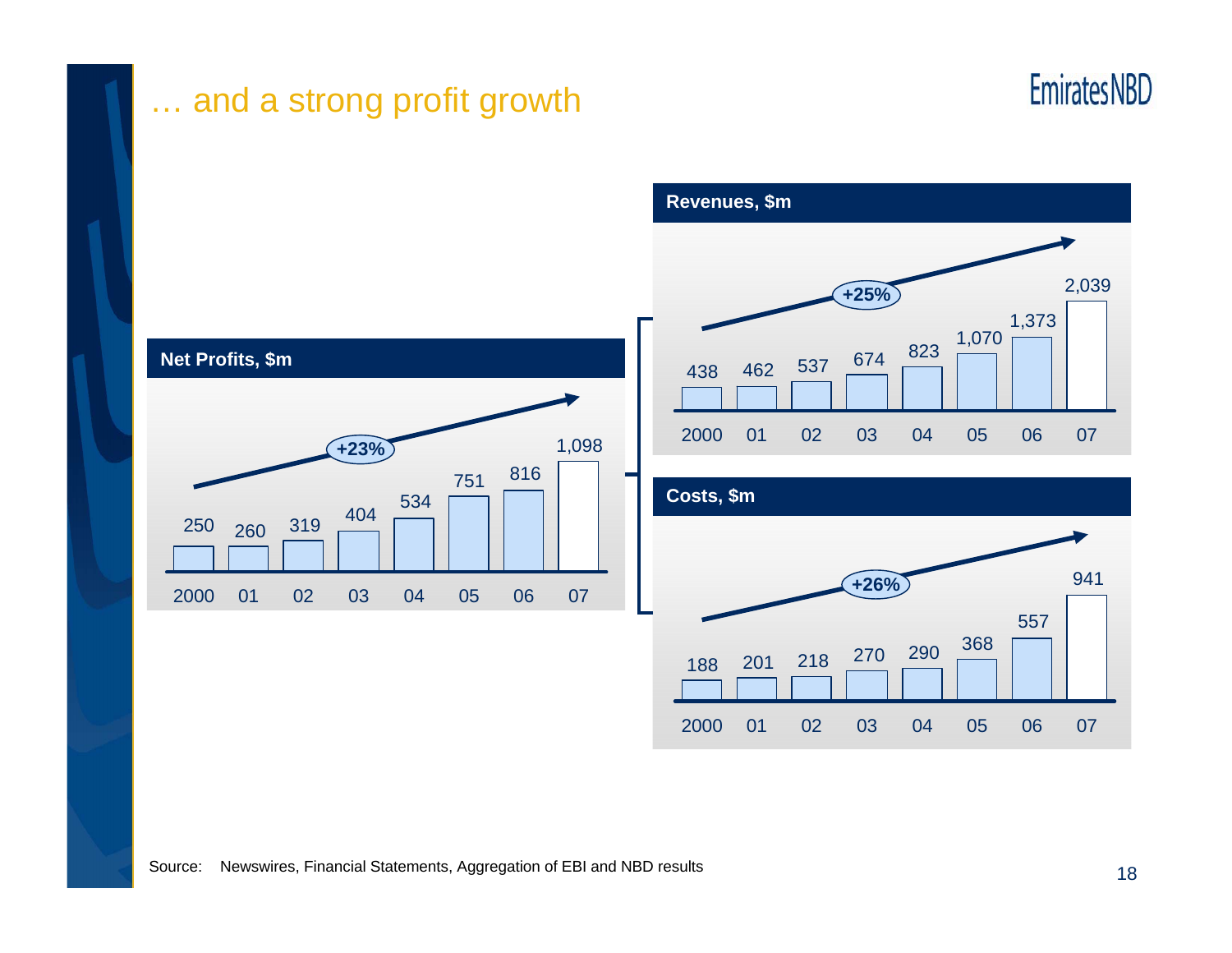# … and a strong profit growth

**Net Profits, $m**

| 2000 | 01 | 02 | 03 | 04 | 05 | 06 | 07 |
|---|---|---|---|---|---|---|---|
| 250 | 260 | 319 | 404 | 534 | 751 | 816 | 1,098 |

+23%

**Revenues, $m**

| 2000 | 01 | 02 | 03 | 04 | 05 | 06 | 07 |
|---|---|---|---|---|---|---|---|
| 438 | 462 | 537 | 674 | 823 | 1,070 | 1,373 | 2,039 |

+25%

**Costs, $m**

| 2000 | 01 | 02 | 03 | 04 | 05 | 06 | 07 |
|---|---|---|---|---|---|---|---|
| 188 | 201 | 218 | 270 | 290 | 368 | 557 | 941 |

+26%

Source: Newswires, Financial Statements, Aggregation of EBI and NBD results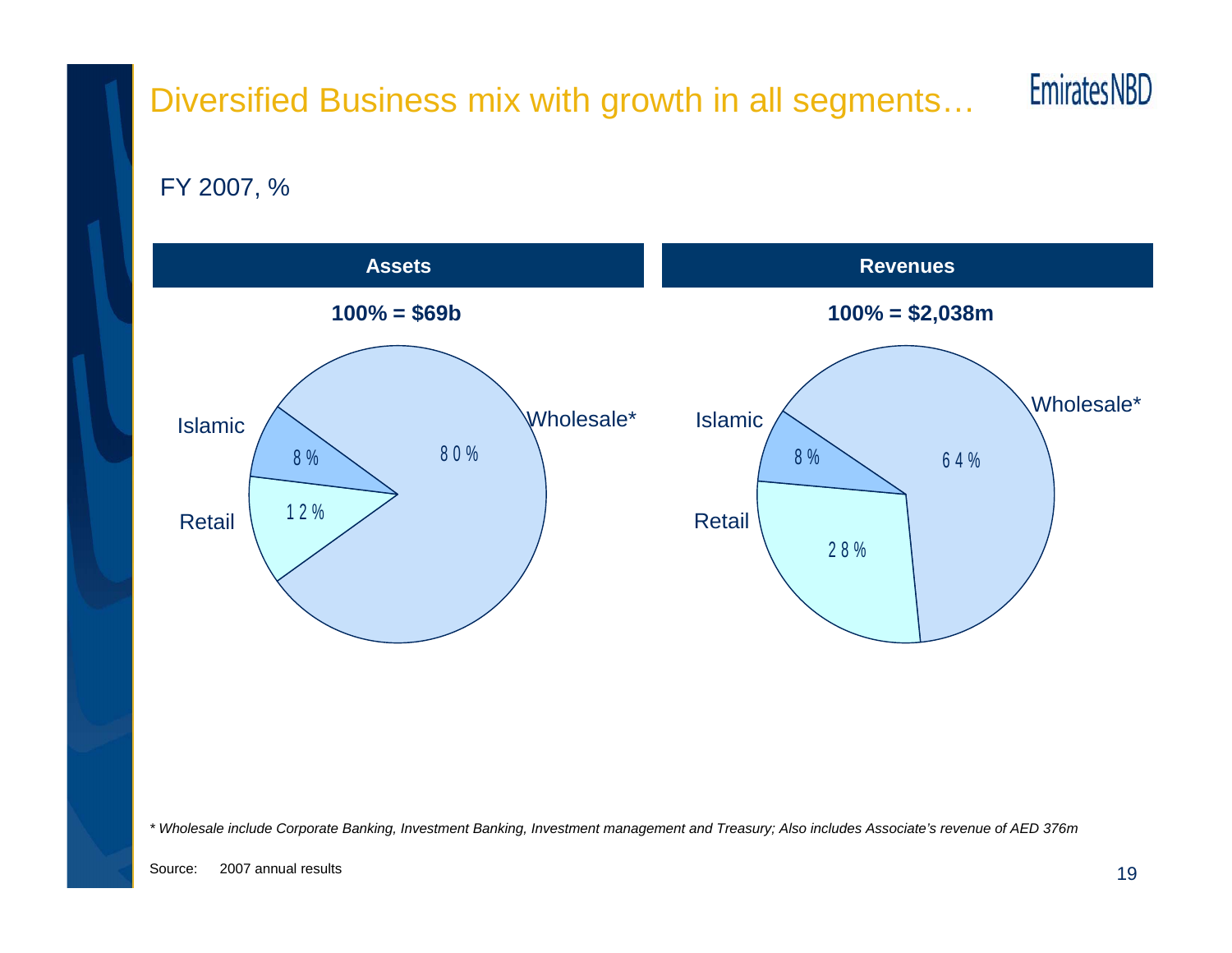# Diversified Business mix with growth in all segments…

FY 2007, %

| Assets | |
|---|---|
| 100% = $69b | |
| Wholesale* | 80% |
| Retail | 12% |
| Islamic | 8% |

| Revenues | |
|---|---|
| 100% = $2,038m | |
| Wholesale* | 64% |
| Retail | 28% |
| Islamic | 8% |

*\* Wholesale include Corporate Banking, Investment Banking, Investment management and Treasury; Also includes Associate's revenue of AED 376m*

Source: 2007 annual results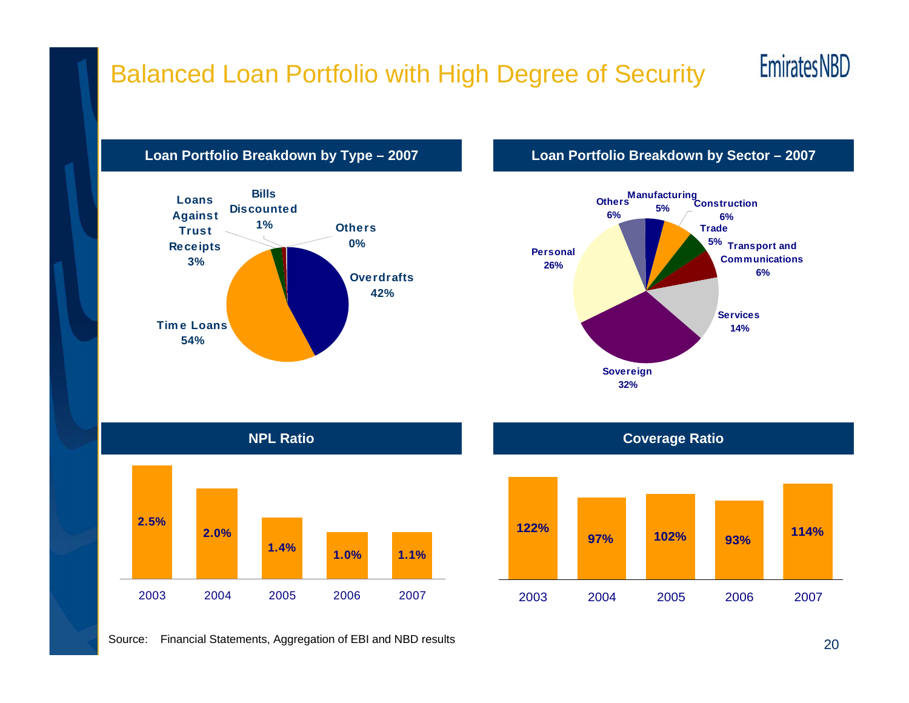# Balanced Loan Portfolio with High Degree of Security

EmiratesNBD

### Loan Portfolio Breakdown by Type – 2007

| Type | Share |
|---|---|
| Overdrafts | 42% |
| Time Loans | 54% |
| Loans Against Trust Receipts | 3% |
| Bills Discounted | 1% |
| Others | 0% |

### Loan Portfolio Breakdown by Sector – 2007

| Sector | Share |
|---|---|
| Manufacturing | 5% |
| Construction | 6% |
| Trade | 5% |
| Transport and Communications | 6% |
| Services | 14% |
| Sovereign | 32% |
| Personal | 26% |
| Others | 6% |

### NPL Ratio

| 2003 | 2004 | 2005 | 2006 | 2007 |
|---|---|---|---|---|
| 2.5% | 2.0% | 1.4% | 1.0% | 1.1% |

### Coverage Ratio

| 2003 | 2004 | 2005 | 2006 | 2007 |
|---|---|---|---|---|
| 122% | 97% | 102% | 93% | 114% |

Source: Financial Statements, Aggregation of EBI and NBD results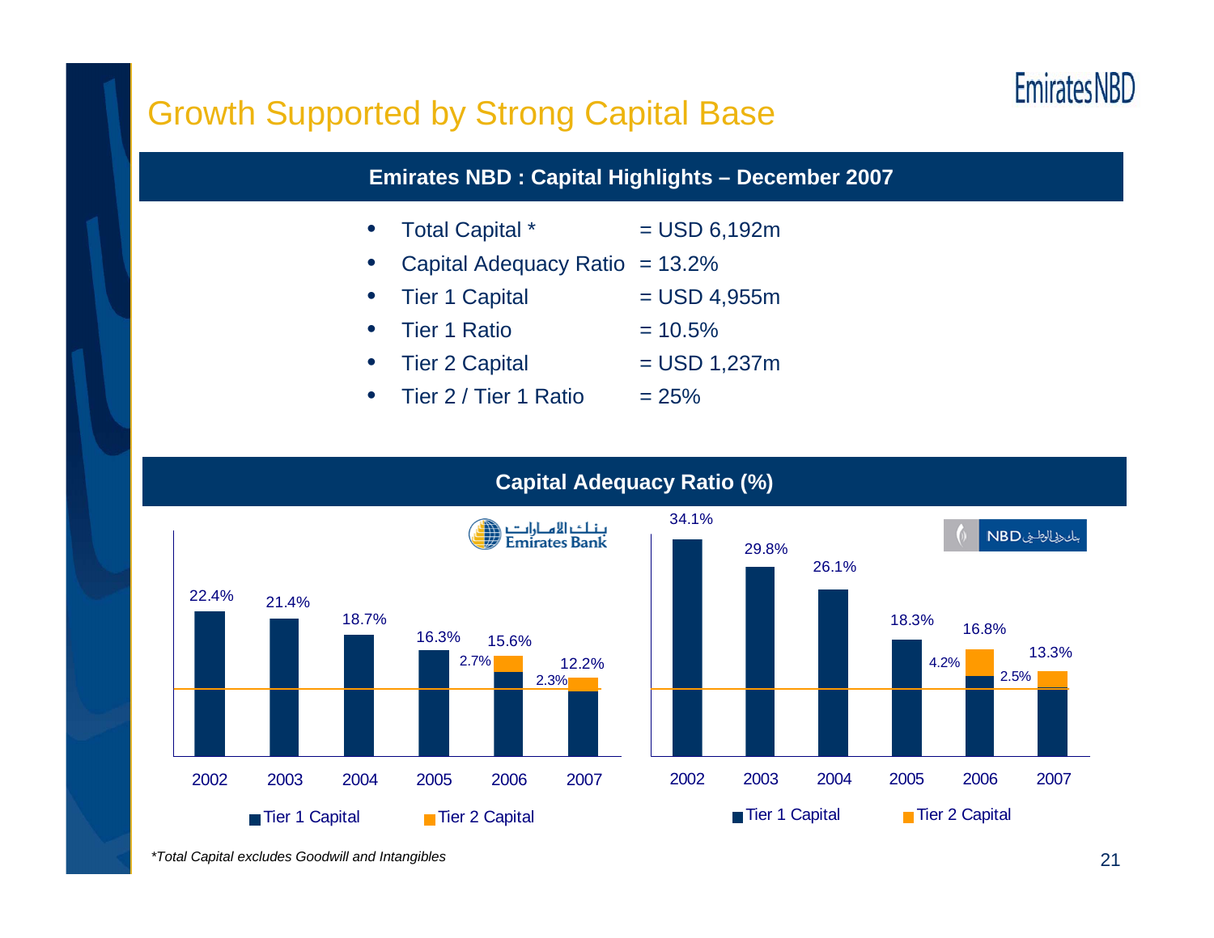# Growth Supported by Strong Capital Base

## Emirates NBD : Capital Highlights – December 2007

- Total Capital * = USD 6,192m
- Capital Adequacy Ratio = 13.2%
- Tier 1 Capital = USD 4,955m
- Tier 1 Ratio = 10.5%
- Tier 2 Capital = USD 1,237m
- Tier 2 / Tier 1 Ratio = 25%

## Capital Adequacy Ratio (%)

**Emirates Bank**

| Year | Total | Tier 2 Capital |
|---|---|---|
| 2002 | 22.4% | |
| 2003 | 21.4% | |
| 2004 | 18.7% | |
| 2005 | 16.3% | |
| 2006 | 15.6% | 2.7% |
| 2007 | 12.2% | 2.3% |

**NBD**

| Year | Total | Tier 2 Capital |
|---|---|---|
| 2002 | 34.1% | |
| 2003 | 29.8% | |
| 2004 | 26.1% | |
| 2005 | 18.3% | |
| 2006 | 16.8% | 4.2% |
| 2007 | 13.3% | 2.5% |

*Total Capital excludes Goodwill and Intangibles*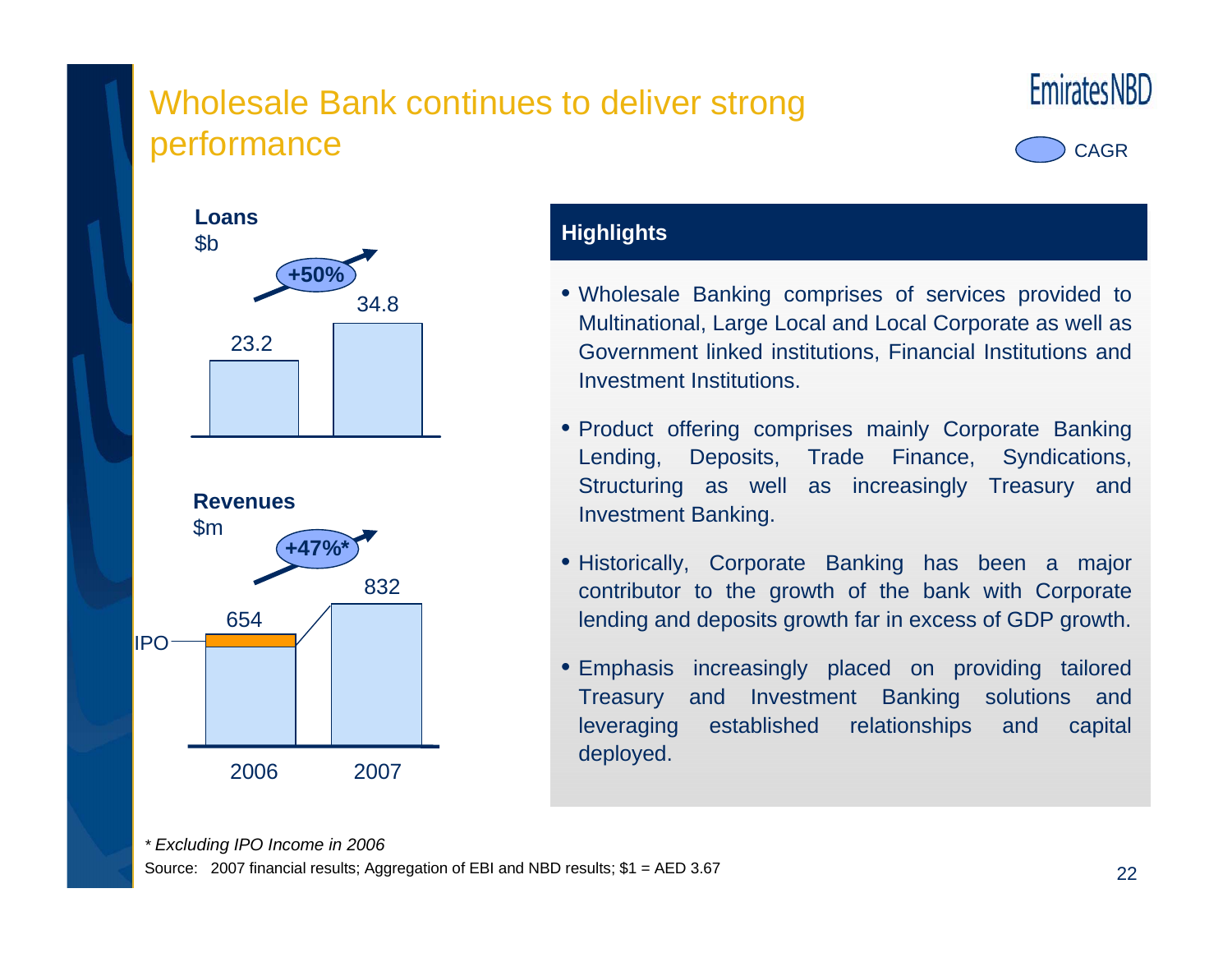# Wholesale Bank continues to deliver strong performance

CAGR

**Loans**
$b

+50%

| | 2006 | 2007 |
|---|---|---|
| Loans ($b) | 23.2 | 34.8 |

**Revenues**
$m

+47%*

| | 2006 | 2007 |
|---|---|---|
| Revenues ($m) | 654 | 832 |

IPO

**Highlights**

- Wholesale Banking comprises of services provided to Multinational, Large Local and Local Corporate as well as Government linked institutions, Financial Institutions and Investment Institutions.
- Product offering comprises mainly Corporate Banking Lending, Deposits, Trade Finance, Syndications, Structuring as well as increasingly Treasury and Investment Banking.
- Historically, Corporate Banking has been a major contributor to the growth of the bank with Corporate lending and deposits growth far in excess of GDP growth.
- Emphasis increasingly placed on providing tailored Treasury and Investment Banking solutions and leveraging established relationships and capital deployed.

*\* Excluding IPO Income in 2006*

Source: 2007 financial results; Aggregation of EBI and NBD results; $1 = AED 3.67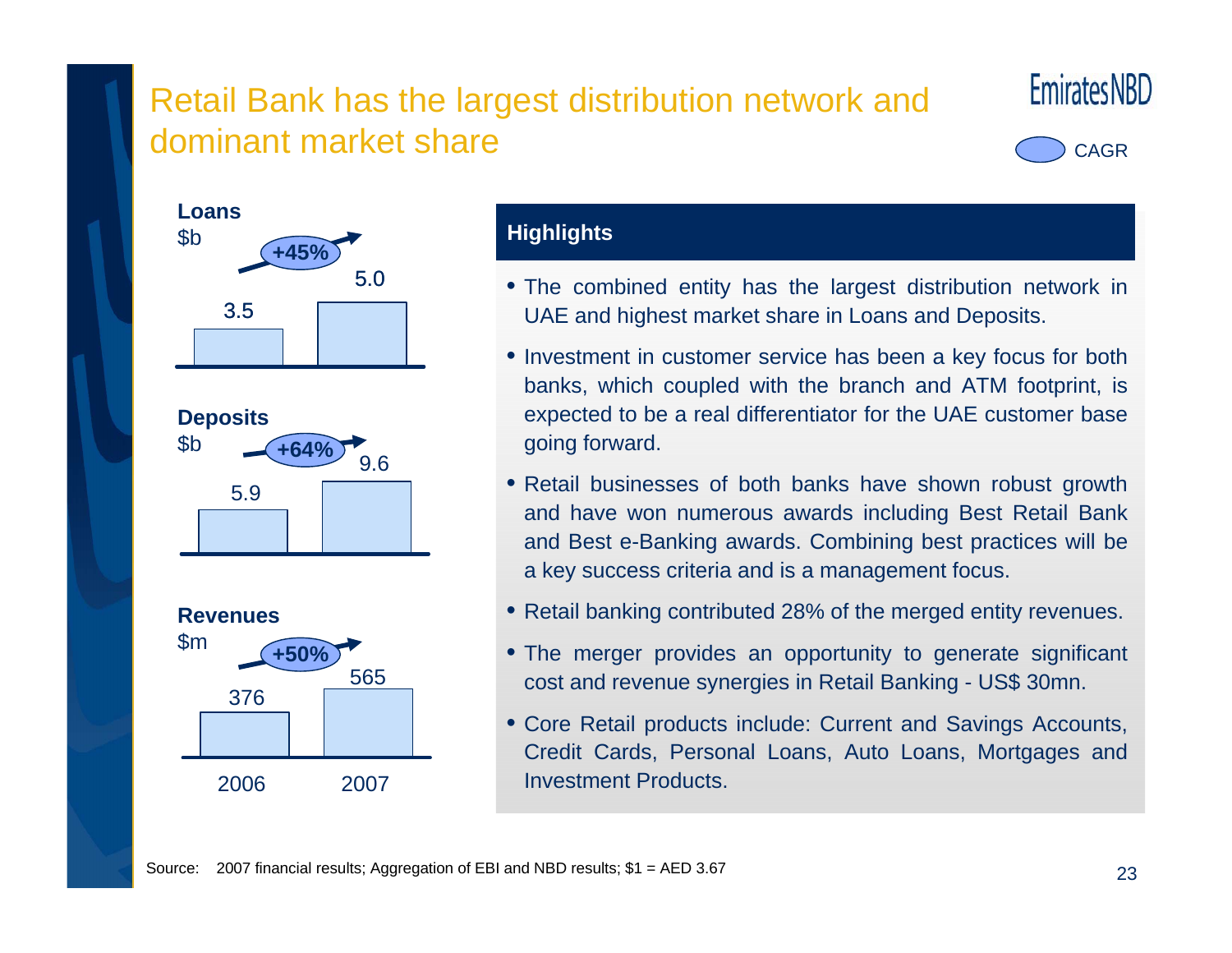# Retail Bank has the largest distribution network and dominant market share

CAGR

**Loans**
$b

| | 2006 | 2007 |
|---|---|---|
| Loans ($b) | 3.5 | 5.0 |

+45%

**Deposits**
$b

| | 2006 | 2007 |
|---|---|---|
| Deposits ($b) | 5.9 | 9.6 |

+64%

**Revenues**
$m

| | 2006 | 2007 |
|---|---|---|
| Revenues ($m) | 376 | 565 |

+50%

## Highlights

- The combined entity has the largest distribution network in UAE and highest market share in Loans and Deposits.
- Investment in customer service has been a key focus for both banks, which coupled with the branch and ATM footprint, is expected to be a real differentiator for the UAE customer base going forward.
- Retail businesses of both banks have shown robust growth and have won numerous awards including Best Retail Bank and Best e-Banking awards. Combining best practices will be a key success criteria and is a management focus.
- Retail banking contributed 28% of the merged entity revenues.
- The merger provides an opportunity to generate significant cost and revenue synergies in Retail Banking - US$ 30mn.
- Core Retail products include: Current and Savings Accounts, Credit Cards, Personal Loans, Auto Loans, Mortgages and Investment Products.

Source: 2007 financial results; Aggregation of EBI and NBD results; $1 = AED 3.67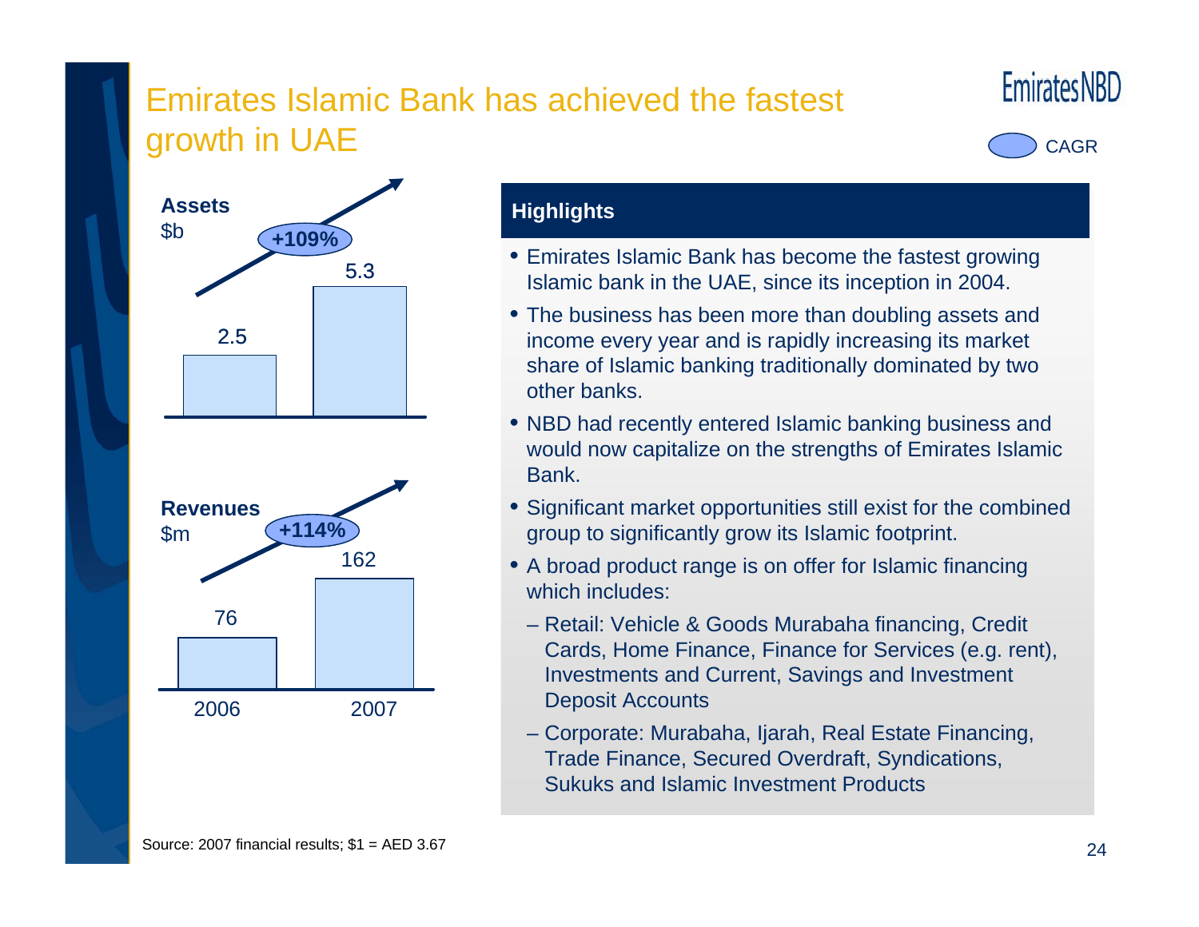# Emirates Islamic Bank has achieved the fastest growth in UAE

Emirates NBD

CAGR

**Assets**
$b

| | 2006 | 2007 |
|---|---|---|
| Assets ($b) | 2.5 | 5.3 |

CAGR: **+109%**

**Revenues**
$m

| | 2006 | 2007 |
|---|---|---|
| Revenues ($m) | 76 | 162 |

CAGR: **+114%**

## Highlights

- Emirates Islamic Bank has become the fastest growing Islamic bank in the UAE, since its inception in 2004.
- The business has been more than doubling assets and income every year and is rapidly increasing its market share of Islamic banking traditionally dominated by two other banks.
- NBD had recently entered Islamic banking business and would now capitalize on the strengths of Emirates Islamic Bank.
- Significant market opportunities still exist for the combined group to significantly grow its Islamic footprint.
- A broad product range is on offer for Islamic financing which includes:
  - Retail: Vehicle & Goods Murabaha financing, Credit Cards, Home Finance, Finance for Services (e.g. rent), Investments and Current, Savings and Investment Deposit Accounts
  - Corporate: Murabaha, Ijarah, Real Estate Financing, Trade Finance, Secured Overdraft, Syndications, Sukuks and Islamic Investment Products

Source: 2007 financial results; $1 = AED 3.67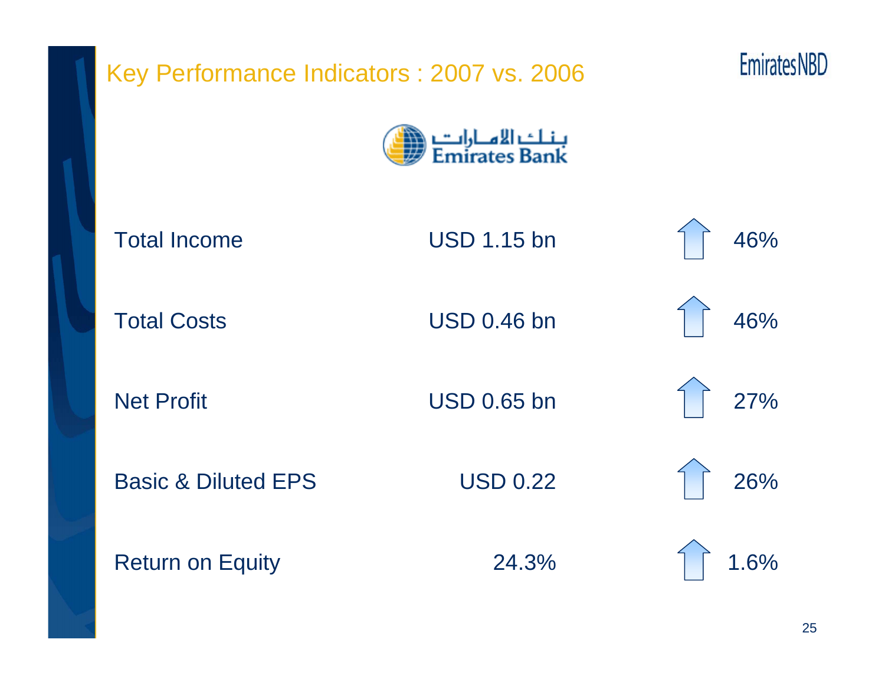# Key Performance Indicators : 2007 vs. 2006

EmiratesNBD

بنك الامارات
Emirates Bank

| Indicator | 2007 | Change |
|---|---|---|
| Total Income | USD 1.15 bn | ↑ 46% |
| Total Costs | USD 0.46 bn | ↑ 46% |
| Net Profit | USD 0.65 bn | ↑ 27% |
| Basic & Diluted EPS | USD 0.22 | ↑ 26% |
| Return on Equity | 24.3% | ↑ 1.6% |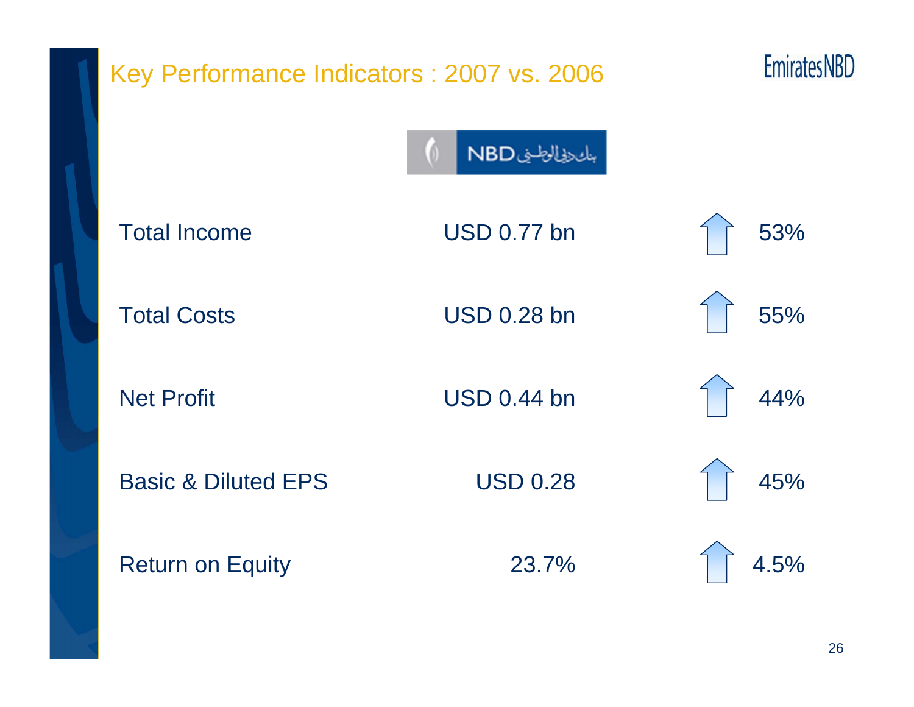# Key Performance Indicators : 2007 vs. 2006

NBD بنك دبي الوطني

| | | |
|---|---|---|
| Total Income | USD 0.77 bn | ↑ 53% |
| Total Costs | USD 0.28 bn | ↑ 55% |
| Net Profit | USD 0.44 bn | ↑ 44% |
| Basic & Diluted EPS | USD 0.28 | ↑ 45% |
| Return on Equity | 23.7% | ↑ 4.5% |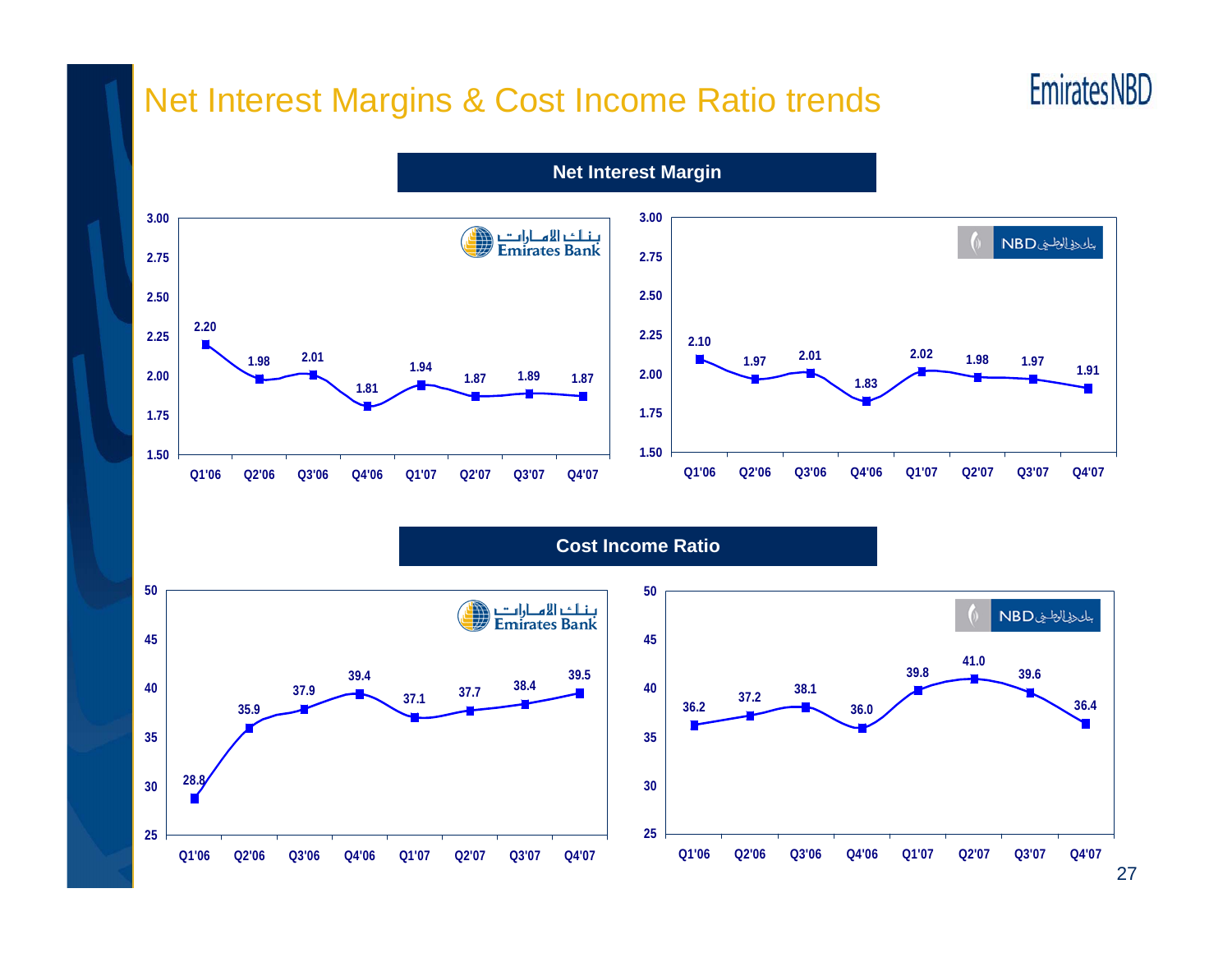# Net Interest Margins & Cost Income Ratio trends

## Net Interest Margin

**Emirates Bank**

| | Q1'06 | Q2'06 | Q3'06 | Q4'06 | Q1'07 | Q2'07 | Q3'07 | Q4'07 |
|---|---|---|---|---|---|---|---|---|
| Net Interest Margin | 2.20 | 1.98 | 2.01 | 1.81 | 1.94 | 1.87 | 1.89 | 1.87 |

**NBD**

| | Q1'06 | Q2'06 | Q3'06 | Q4'06 | Q1'07 | Q2'07 | Q3'07 | Q4'07 |
|---|---|---|---|---|---|---|---|---|
| Net Interest Margin | 2.10 | 1.97 | 2.01 | 1.83 | 2.02 | 1.98 | 1.97 | 1.91 |

## Cost Income Ratio

**Emirates Bank**

| | Q1'06 | Q2'06 | Q3'06 | Q4'06 | Q1'07 | Q2'07 | Q3'07 | Q4'07 |
|---|---|---|---|---|---|---|---|---|
| Cost Income Ratio | 28.8 | 35.9 | 37.9 | 39.4 | 37.1 | 37.7 | 38.4 | 39.5 |

**NBD**

| | Q1'06 | Q2'06 | Q3'06 | Q4'06 | Q1'07 | Q2'07 | Q3'07 | Q4'07 |
|---|---|---|---|---|---|---|---|---|
| Cost Income Ratio | 36.2 | 37.2 | 38.1 | 36.0 | 39.8 | 41.0 | 39.6 | 36.4 |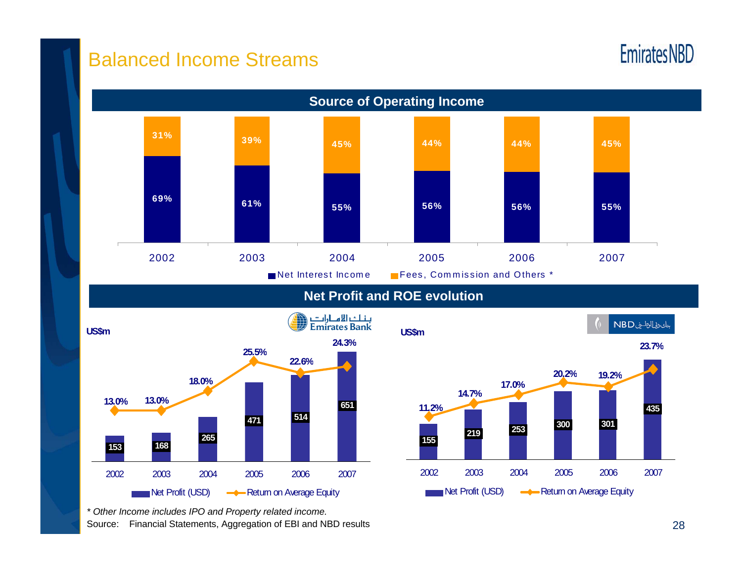# Balanced Income Streams

EmiratesNBD

## Source of Operating Income

| | 2002 | 2003 | 2004 | 2005 | 2006 | 2007 |
|---|---|---|---|---|---|---|
| Net Interest Income | 69% | 61% | 55% | 56% | 56% | 55% |
| Fees, Commission and Others * | 31% | 39% | 45% | 44% | 44% | 45% |

## Net Profit and ROE evolution

**Emirates Bank** (US$m)

| | 2002 | 2003 | 2004 | 2005 | 2006 | 2007 |
|---|---|---|---|---|---|---|
| Net Profit (USD) | 153 | 168 | 265 | 471 | 514 | 651 |
| Return on Average Equity | 13.0% | 13.0% | 18.0% | 25.5% | 22.6% | 24.3% |

**NBD** (US$m)

| | 2002 | 2003 | 2004 | 2005 | 2006 | 2007 |
|---|---|---|---|---|---|---|
| Net Profit (USD) | 155 | 219 | 253 | 300 | 301 | 435 |
| Return on Average Equity | 11.2% | 14.7% | 17.0% | 20.2% | 19.2% | 23.7% |

*\* Other Income includes IPO and Property related income.*

Source: Financial Statements, Aggregation of EBI and NBD results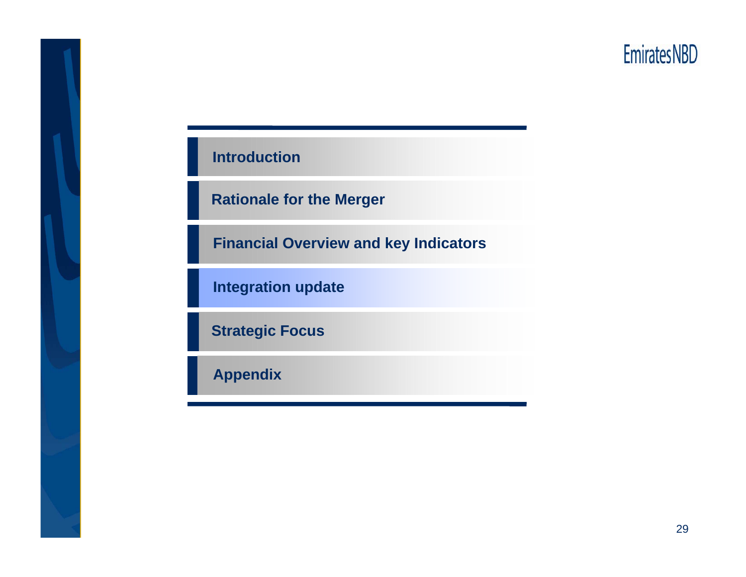- Introduction
- Rationale for the Merger
- Financial Overview and key Indicators
- **Integration update**
- Strategic Focus
- Appendix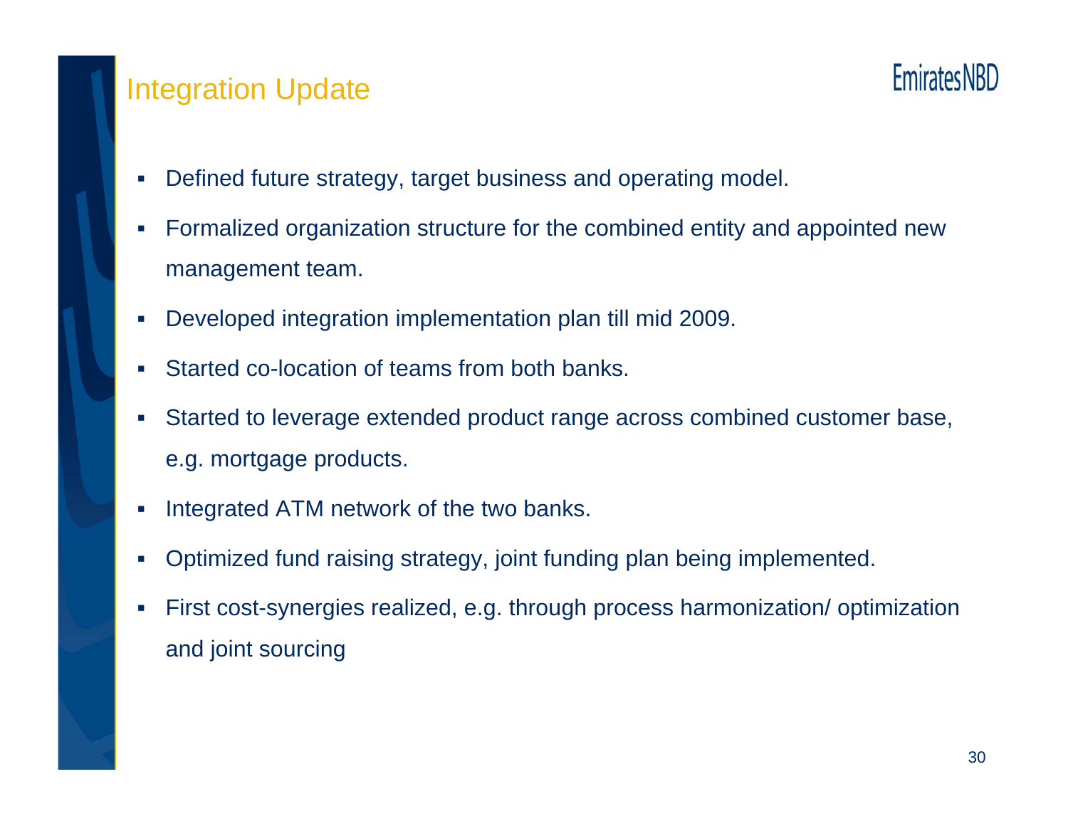# Integration Update

- Defined future strategy, target business and operating model.
- Formalized organization structure for the combined entity and appointed new management team.
- Developed integration implementation plan till mid 2009.
- Started co-location of teams from both banks.
- Started to leverage extended product range across combined customer base, e.g. mortgage products.
- Integrated ATM network of the two banks.
- Optimized fund raising strategy, joint funding plan being implemented.
- First cost-synergies realized, e.g. through process harmonization/ optimization and joint sourcing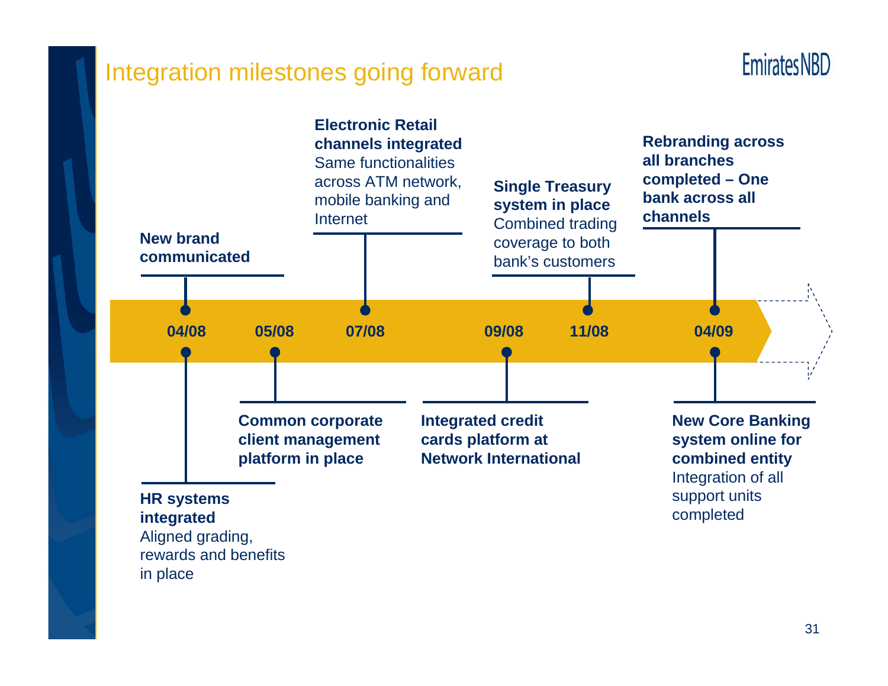# Integration milestones going forward

- **04/08**
  - **New brand communicated**
  - **HR systems integrated** — Aligned grading, rewards and benefits in place
- **05/08**
  - **Common corporate client management platform in place**
- **07/08**
  - **Electronic Retail channels integrated** — Same functionalities across ATM network, mobile banking and Internet
- **09/08**
  - **Integrated credit cards platform at Network International**
- **11/08**
  - **Single Treasury system in place** — Combined trading coverage to both bank's customers
- **04/09**
  - **Rebranding across all branches completed – One bank across all channels**
  - **New Core Banking system online for combined entity** — Integration of all support units completed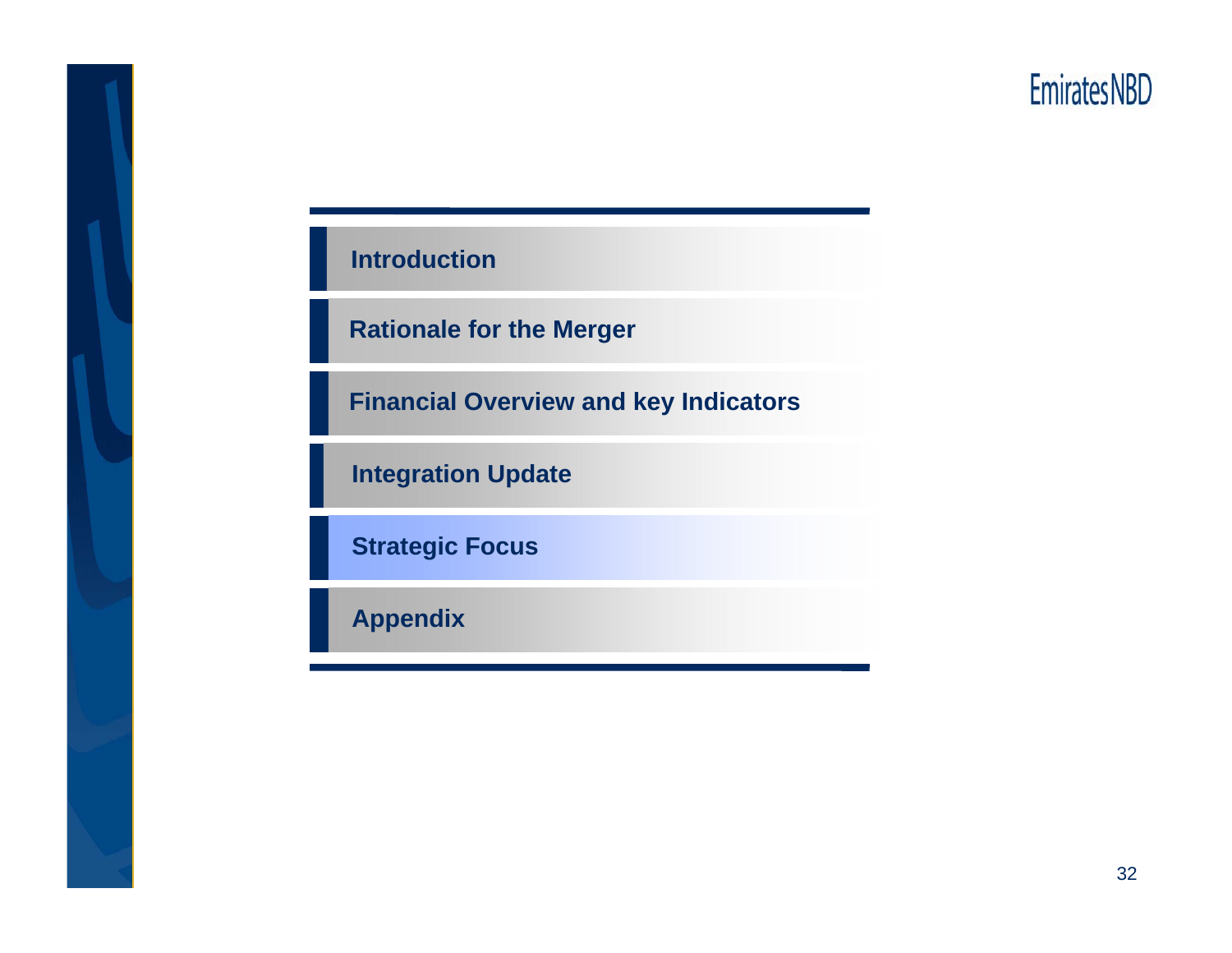- Introduction
- Rationale for the Merger
- Financial Overview and key Indicators
- Integration Update
- **Strategic Focus**
- Appendix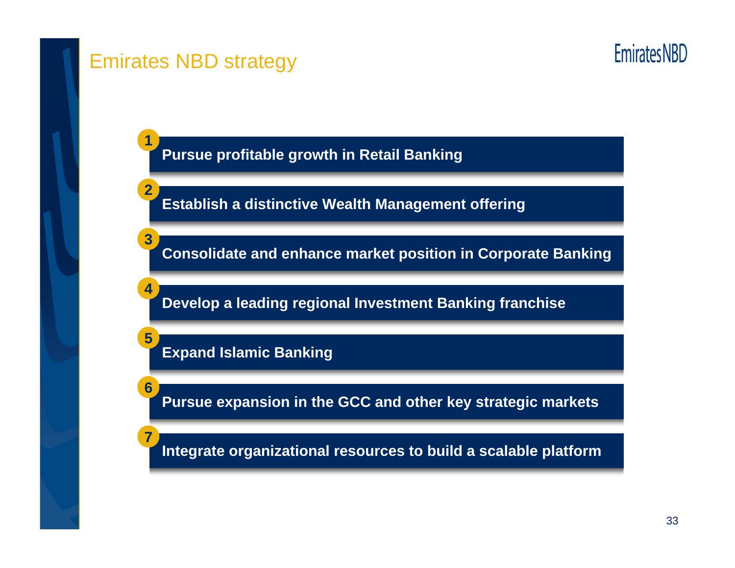# Emirates NBD strategy

1. Pursue profitable growth in Retail Banking
2. Establish a distinctive Wealth Management offering
3. Consolidate and enhance market position in Corporate Banking
4. Develop a leading regional Investment Banking franchise
5. Expand Islamic Banking
6. Pursue expansion in the GCC and other key strategic markets
7. Integrate organizational resources to build a scalable platform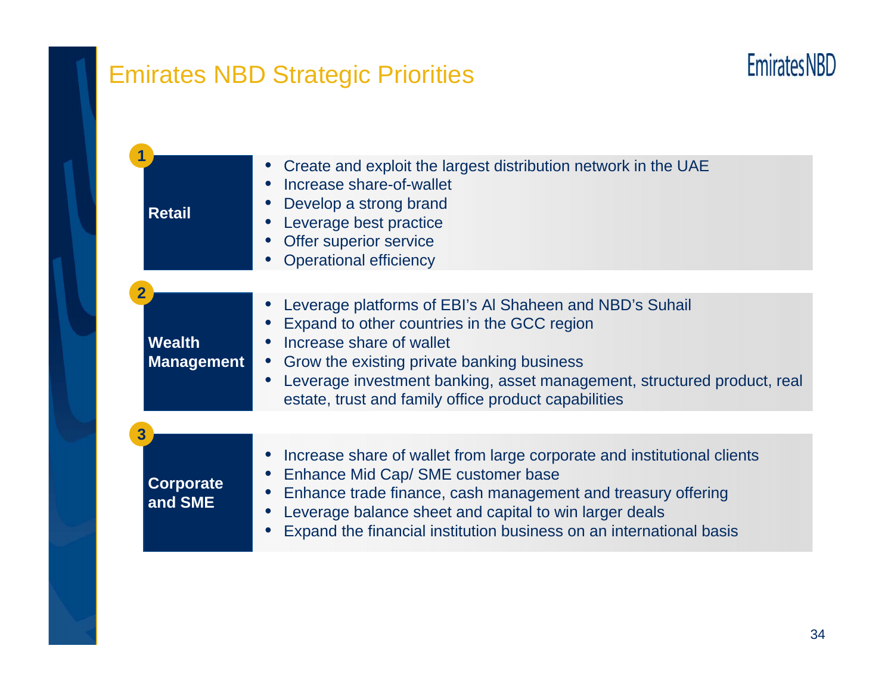# Emirates NBD Strategic Priorities

EmiratesNBD

## 1 Retail

- Create and exploit the largest distribution network in the UAE
- Increase share-of-wallet
- Develop a strong brand
- Leverage best practice
- Offer superior service
- Operational efficiency

## 2 Wealth Management

- Leverage platforms of EBI's Al Shaheen and NBD's Suhail
- Expand to other countries in the GCC region
- Increase share of wallet
- Grow the existing private banking business
- Leverage investment banking, asset management, structured product, real estate, trust and family office product capabilities

## 3 Corporate and SME

- Increase share of wallet from large corporate and institutional clients
- Enhance Mid Cap/ SME customer base
- Enhance trade finance, cash management and treasury offering
- Leverage balance sheet and capital to win larger deals
- Expand the financial institution business on an international basis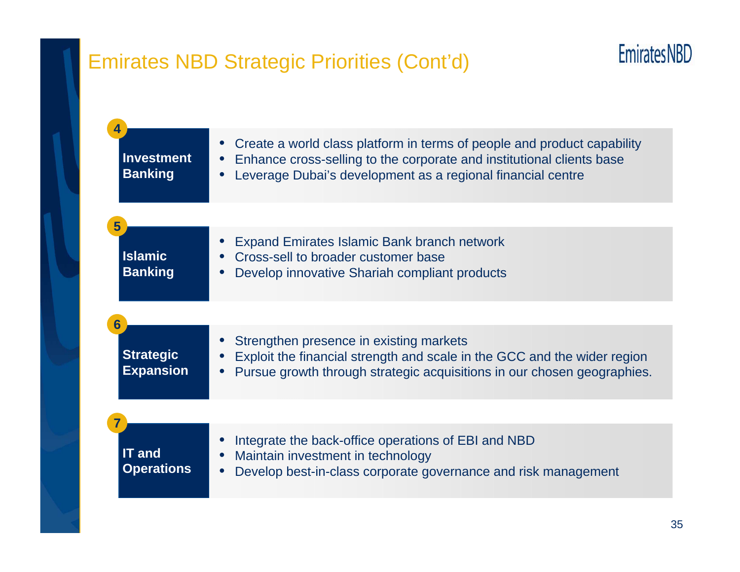# Emirates NBD Strategic Priorities (Cont'd)

EmiratesNBD

**4 Investment Banking**

- Create a world class platform in terms of people and product capability
- Enhance cross-selling to the corporate and institutional clients base
- Leverage Dubai's development as a regional financial centre

**5 Islamic Banking**

- Expand Emirates Islamic Bank branch network
- Cross-sell to broader customer base
- Develop innovative Shariah compliant products

**6 Strategic Expansion**

- Strengthen presence in existing markets
- Exploit the financial strength and scale in the GCC and the wider region
- Pursue growth through strategic acquisitions in our chosen geographies.

**7 IT and Operations**

- Integrate the back-office operations of EBI and NBD
- Maintain investment in technology
- Develop best-in-class corporate governance and risk management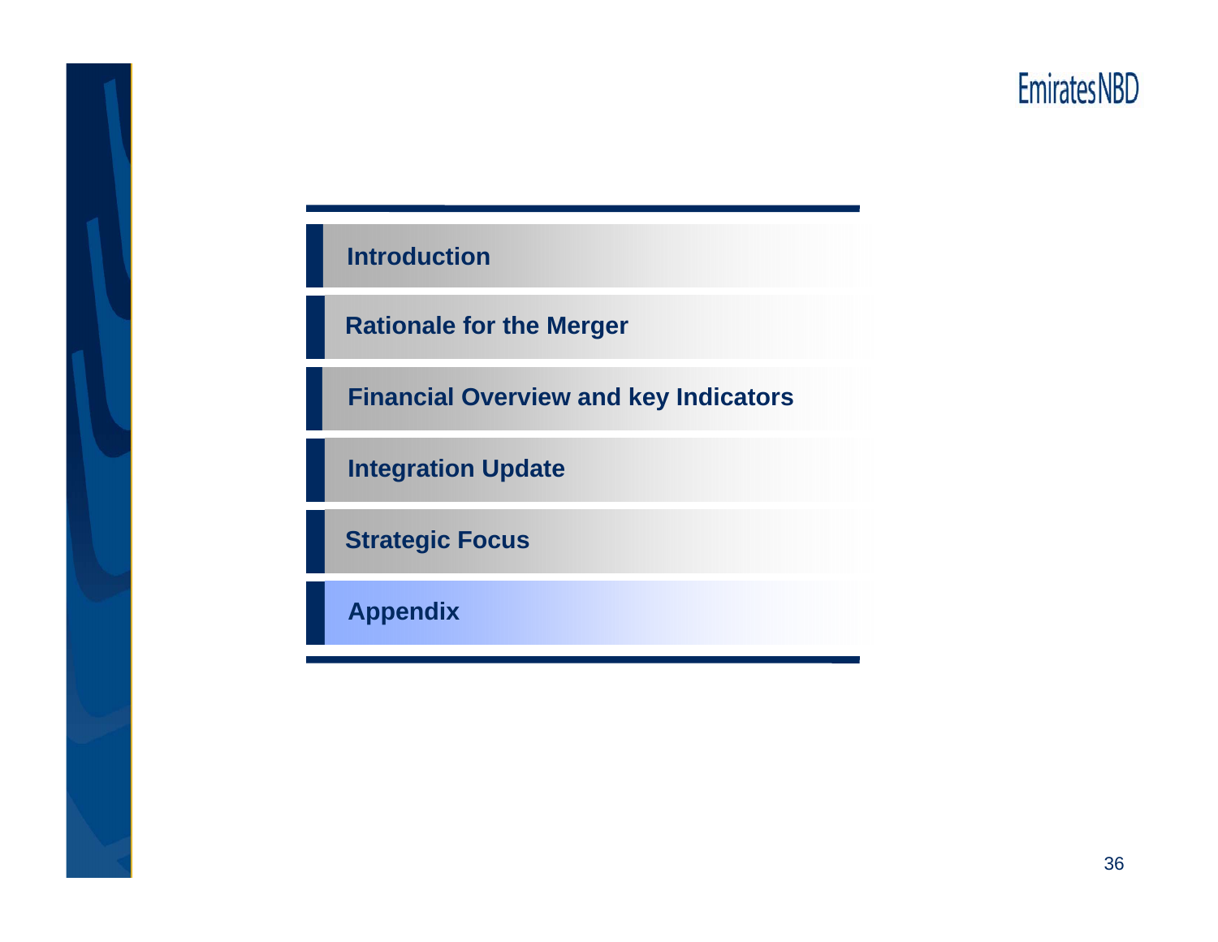- Introduction
- Rationale for the Merger
- Financial Overview and key Indicators
- Integration Update
- Strategic Focus
- **Appendix**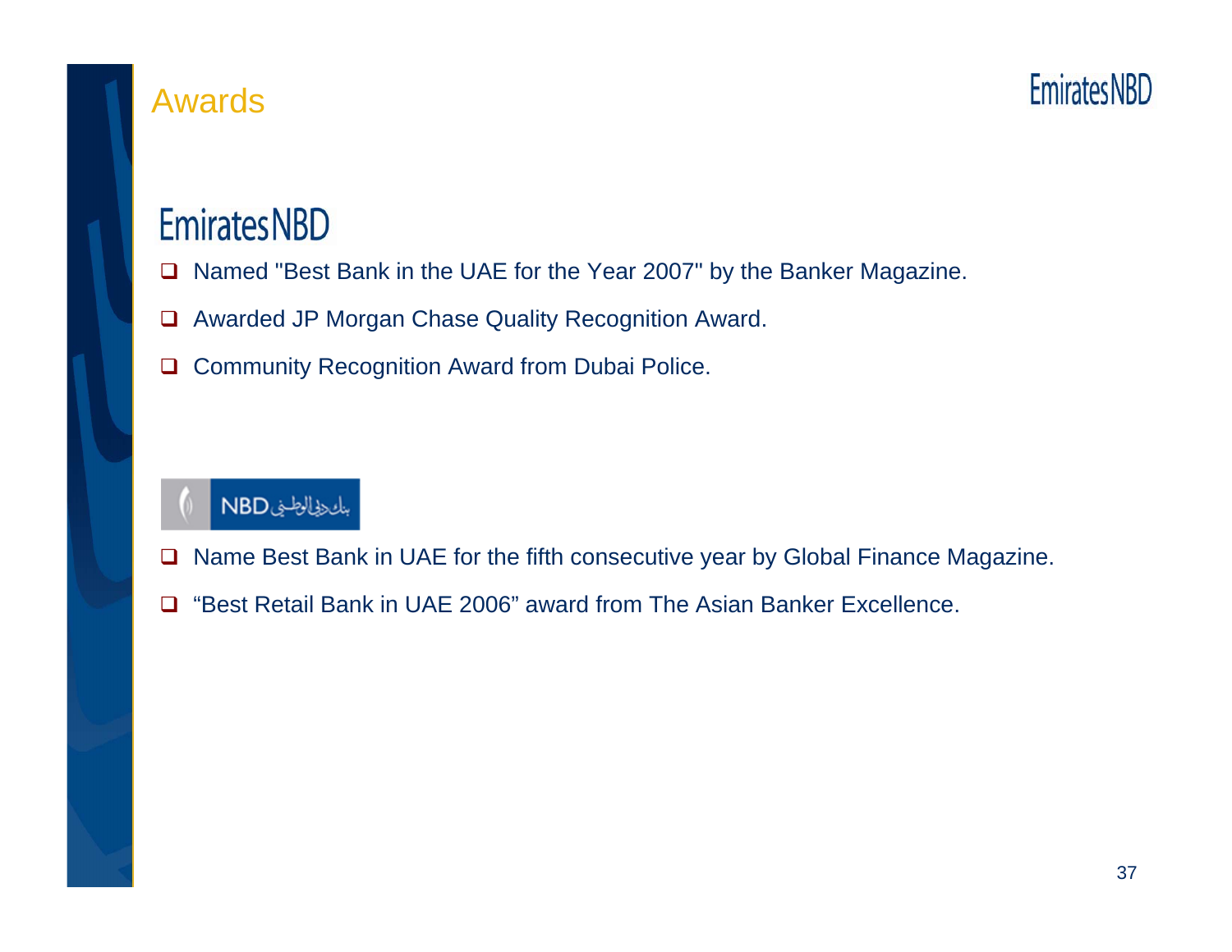# Awards

## Emirates NBD

- Named "Best Bank in the UAE for the Year 2007" by the Banker Magazine.
- Awarded JP Morgan Chase Quality Recognition Award.
- Community Recognition Award from Dubai Police.

## NBD بنك دبي الوطني

- Name Best Bank in UAE for the fifth consecutive year by Global Finance Magazine.
- "Best Retail Bank in UAE 2006" award from The Asian Banker Excellence.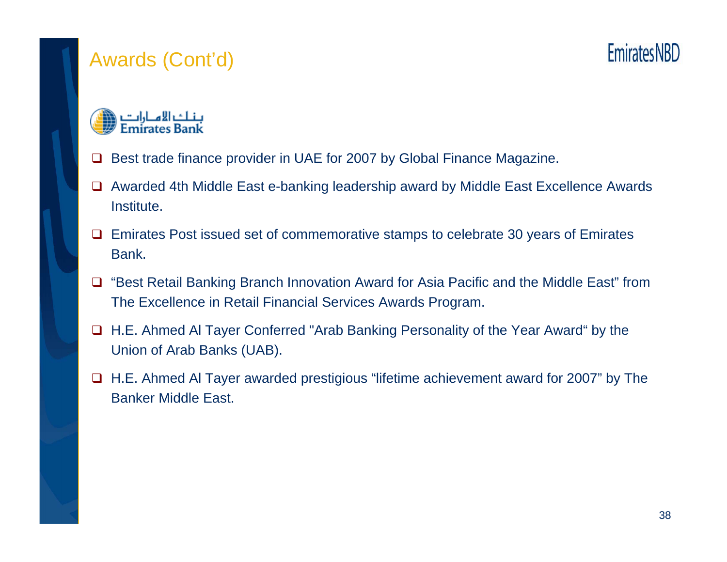# Awards (Cont'd)

بنك الامارات
Emirates Bank

- Best trade finance provider in UAE for 2007 by Global Finance Magazine.
- Awarded 4th Middle East e-banking leadership award by Middle East Excellence Awards Institute.
- Emirates Post issued set of commemorative stamps to celebrate 30 years of Emirates Bank.
- “Best Retail Banking Branch Innovation Award for Asia Pacific and the Middle East” from The Excellence in Retail Financial Services Awards Program.
- H.E. Ahmed Al Tayer Conferred "Arab Banking Personality of the Year Award“ by the Union of Arab Banks (UAB).
- H.E. Ahmed Al Tayer awarded prestigious “lifetime achievement award for 2007” by The Banker Middle East.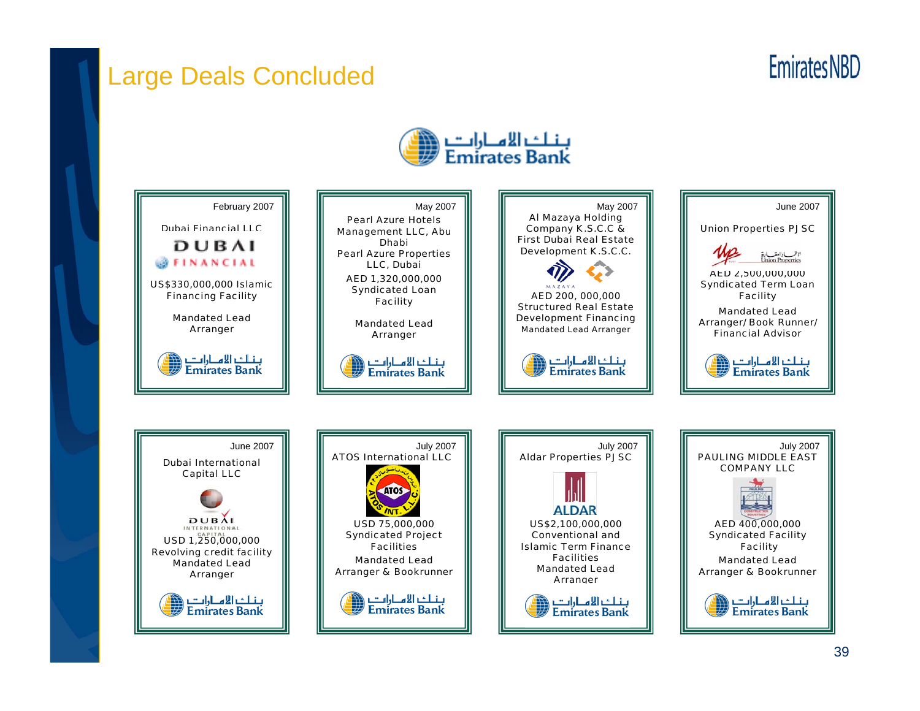# Large Deals Concluded

Emirates NBD

بنك الإمارات
Emirates Bank

| February 2007 | May 2007 | May 2007 | June 2007 |
|---|---|---|---|
| Dubai Financial LLC | Pearl Azure Hotels Management LLC, Abu Dhabi; Pearl Azure Properties LLC, Dubai | Al Mazaya Holding Company K.S.C.C & First Dubai Real Estate Development K.S.C.C. | Union Properties PJSC |
| US$330,000,000 Islamic Financing Facility | AED 1,320,000,000 Syndicated Loan Facility | AED 200,000,000 Structured Real Estate Development Financing | AED 2,500,000,000 Syndicated Term Loan Facility |
| Mandated Lead Arranger | Mandated Lead Arranger | Mandated Lead Arranger | Mandated Lead Arranger/ Book Runner/ Financial Advisor |
| Emirates Bank | Emirates Bank | Emirates Bank | Emirates Bank |

| June 2007 | July 2007 | July 2007 | July 2007 |
|---|---|---|---|
| Dubai International Capital LLC | ATOS International LLC | Aldar Properties PJSC | PAULING MIDDLE EAST COMPANY LLC |
| USD 1,250,000,000 Revolving credit facility | USD 75,000,000 Syndicated Project Facilities | US$2,100,000,000 Conventional and Islamic Term Finance Facilities | AED 400,000,000 Syndicated Facility Facility |
| Mandated Lead Arranger | Mandated Lead Arranger & Bookrunner | Mandated Lead Arranger | Mandated Lead Arranger & Bookrunner |
| Emirates Bank | Emirates Bank | Emirates Bank | Emirates Bank |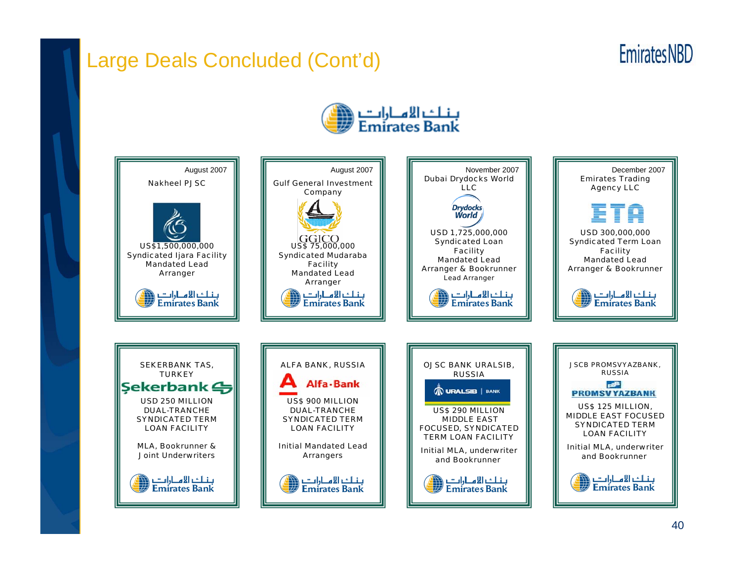# Large Deals Concluded (Cont'd)

Emirates Bank

---

August 2007

Nakheel PJSC

US$1,500,000,000
Syndicated Ijara Facility
Mandated Lead Arranger

Emirates Bank

---

August 2007

Gulf General Investment Company

GGICO

US$ 75,000,000
Syndicated Mudaraba Facility
Mandated Lead Arranger

Emirates Bank

---

November 2007

Dubai Drydocks World LLC

Drydocks World

USD 1,725,000,000
Syndicated Loan Facility
Mandated Lead Arranger & Bookrunner
Lead Arranger

Emirates Bank

---

December 2007

Emirates Trading Agency LLC

ETA

USD 300,000,000
Syndicated Term Loan Facility
Mandated Lead Arranger & Bookrunner

Emirates Bank

---

SEKERBANK TAS, TURKEY

Şekerbank

USD 250 MILLION
DUAL-TRANCHE SYNDICATED TERM LOAN FACILITY

MLA, Bookrunner & Joint Underwriters

Emirates Bank

---

ALFA BANK, RUSSIA

Alfa-Bank

US$ 900 MILLION
DUAL-TRANCHE SYNDICATED TERM LOAN FACILITY

Initial Mandated Lead Arrangers

Emirates Bank

---

OJSC BANK URALSIB, RUSSIA

URALSIB | BANK

US$ 290 MILLION
MIDDLE EAST FOCUSED, SYNDICATED TERM LOAN FACILITY

Initial MLA, underwriter and Bookrunner

Emirates Bank

---

JSCB PROMSVYAZBANK, RUSSIA

PROMSVYAZBANK

US$ 125 MILLION,
MIDDLE EAST FOCUSED SYNDICATED TERM LOAN FACILITY

Initial MLA, underwriter and Bookrunner

Emirates Bank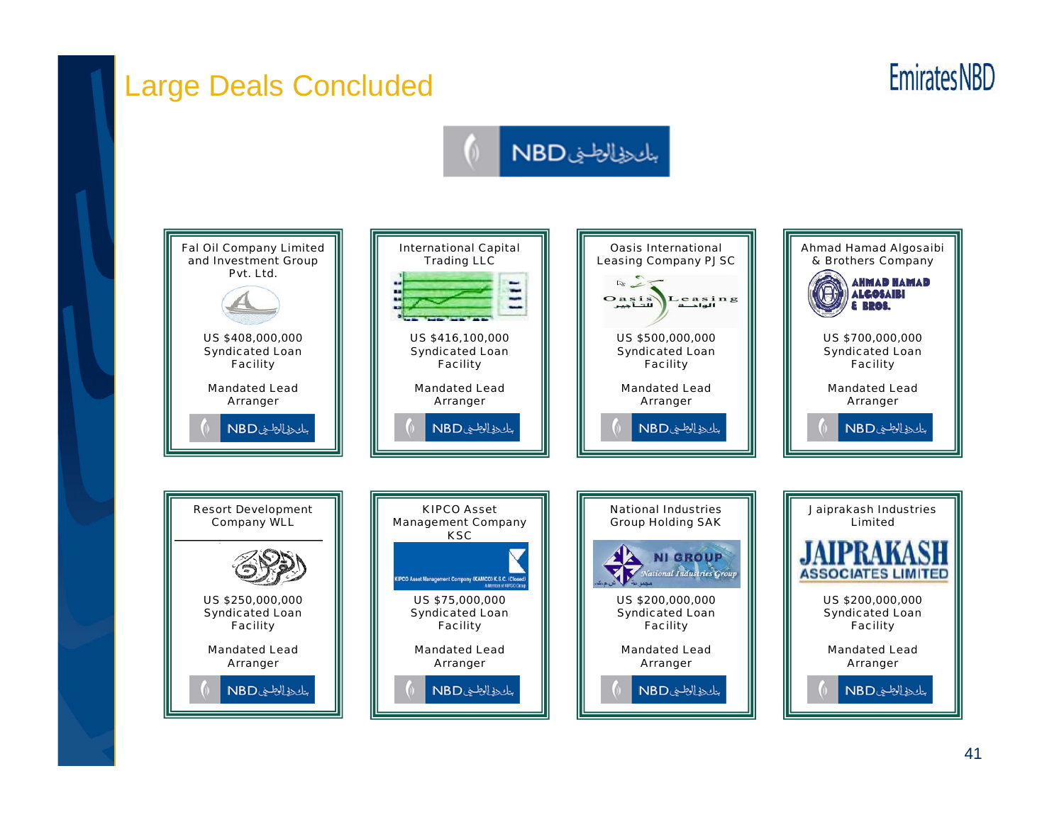# Large Deals Concluded

Emirates NBD

NBD بنك دبي الوطني

| Client | Amount | Facility | Role |
| --- | --- | --- | --- |
| Fal Oil Company Limited and Investment Group Pvt. Ltd. | US $408,000,000 | Syndicated Loan Facility | Mandated Lead Arranger |
| International Capital Trading LLC | US $416,100,000 | Syndicated Loan Facility | Mandated Lead Arranger |
| Oasis International Leasing Company PJSC | US $500,000,000 | Syndicated Loan Facility | Mandated Lead Arranger |
| Ahmad Hamad Algosaibi & Brothers Company | US $700,000,000 | Syndicated Loan Facility | Mandated Lead Arranger |
| Resort Development Company WLL | US $250,000,000 | Syndicated Loan Facility | Mandated Lead Arranger |
| KIPCO Asset Management Company KSC | US $75,000,000 | Syndicated Loan Facility | Mandated Lead Arranger |
| National Industries Group Holding SAK | US $200,000,000 | Syndicated Loan Facility | Mandated Lead Arranger |
| Jaiprakash Industries Limited | US $200,000,000 | Syndicated Loan Facility | Mandated Lead Arranger |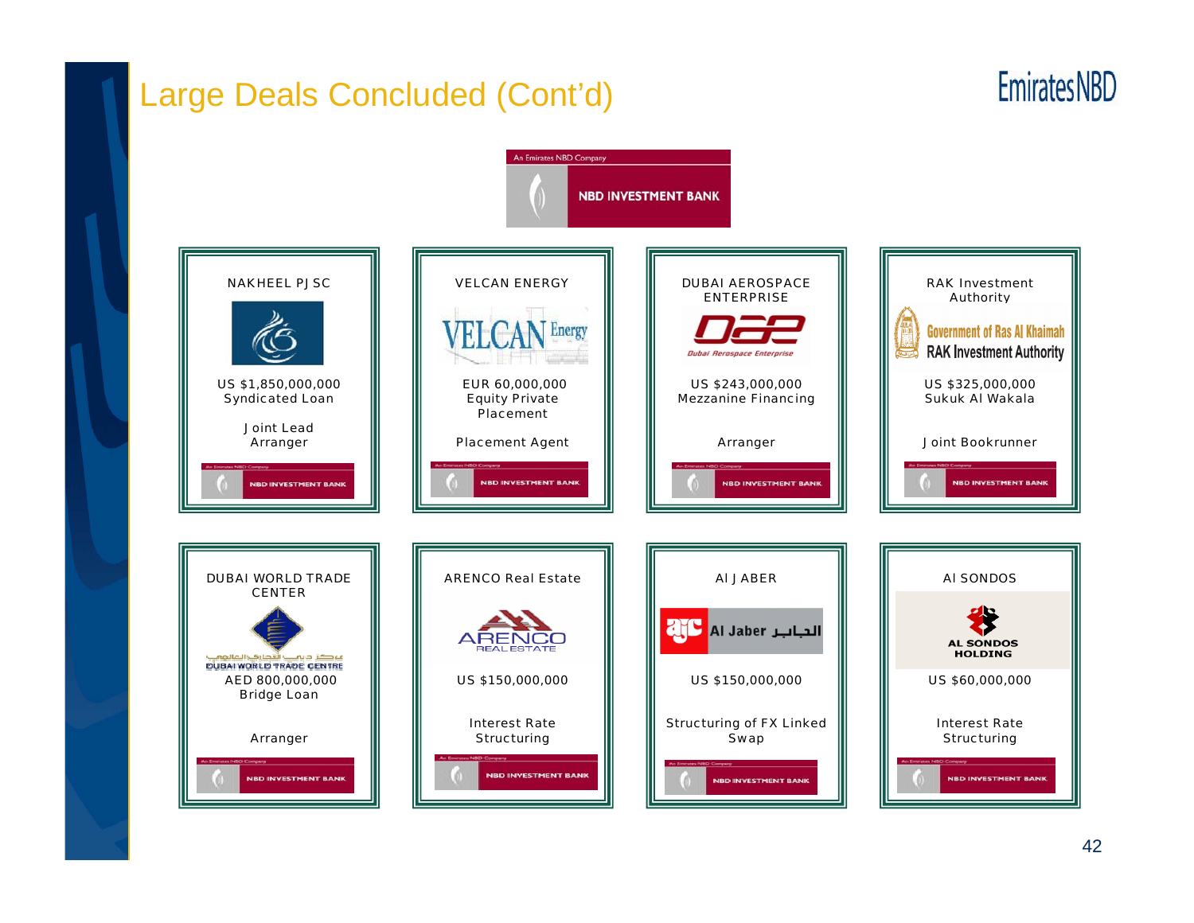# Large Deals Concluded (Cont'd)

EmiratesNBD

An Emirates NBD Company

NBD INVESTMENT BANK

**NAKHEEL PJSC**
US $1,850,000,000
Syndicated Loan
Joint Lead Arranger

**VELCAN ENERGY**
EUR 60,000,000
Equity Private Placement
Placement Agent

**DUBAI AEROSPACE ENTERPRISE**
US $243,000,000
Mezzanine Financing
Arranger

**RAK Investment Authority**
US $325,000,000
Sukuk Al Wakala
Joint Bookrunner

**DUBAI WORLD TRADE CENTER**
AED 800,000,000
Bridge Loan
Arranger

**ARENCO Real Estate**
US $150,000,000
Interest Rate Structuring

**Al JABER**
US $150,000,000
Structuring of FX Linked Swap

**Al SONDOS**
US $60,000,000
Interest Rate Structuring